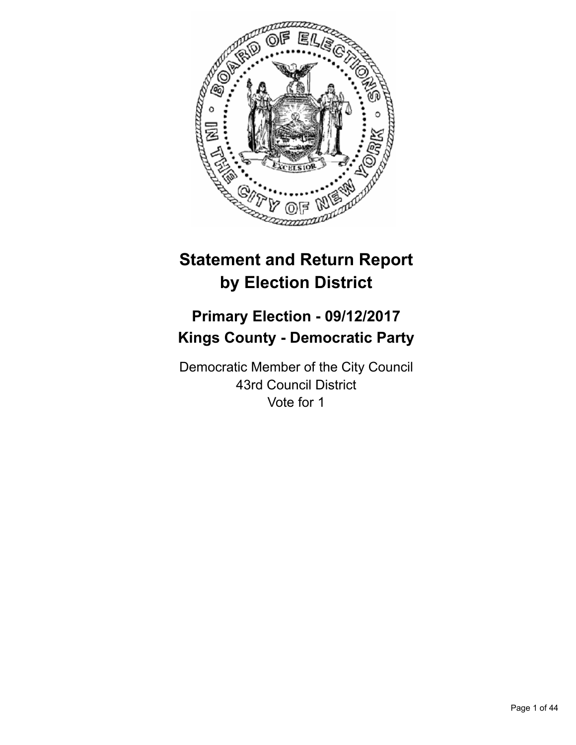# Statement and Return Report by Election District

## Primary Election - 09/12/2017
## Kings County - Democratic Party

Democratic Member of the City Council
43rd Council District
Vote for 1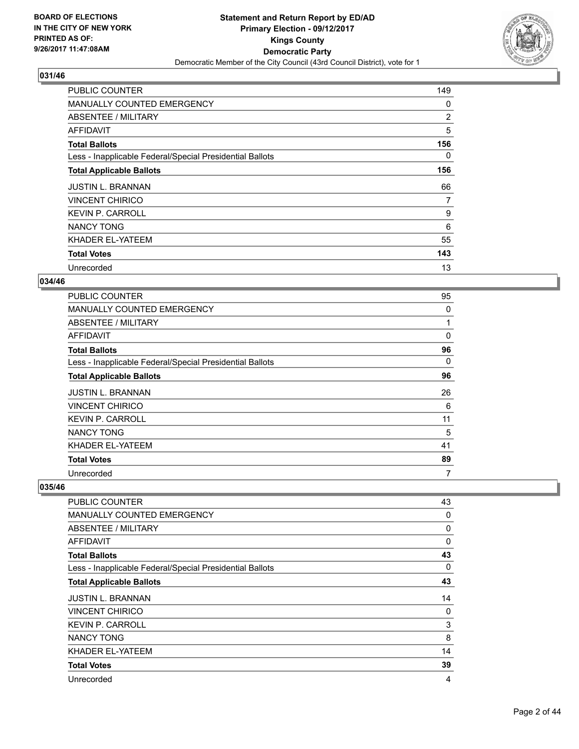### 031/46

| | |
|---|---|
| PUBLIC COUNTER | 149 |
| MANUALLY COUNTED EMERGENCY | 0 |
| ABSENTEE / MILITARY | 2 |
| AFFIDAVIT | 5 |
| **Total Ballots** | **156** |
| Less - Inapplicable Federal/Special Presidential Ballots | 0 |
| **Total Applicable Ballots** | **156** |
| JUSTIN L. BRANNAN | 66 |
| VINCENT CHIRICO | 7 |
| KEVIN P. CARROLL | 9 |
| NANCY TONG | 6 |
| KHADER EL-YATEEM | 55 |
| **Total Votes** | **143** |
| Unrecorded | 13 |

### 034/46

| | |
|---|---|
| PUBLIC COUNTER | 95 |
| MANUALLY COUNTED EMERGENCY | 0 |
| ABSENTEE / MILITARY | 1 |
| AFFIDAVIT | 0 |
| **Total Ballots** | **96** |
| Less - Inapplicable Federal/Special Presidential Ballots | 0 |
| **Total Applicable Ballots** | **96** |
| JUSTIN L. BRANNAN | 26 |
| VINCENT CHIRICO | 6 |
| KEVIN P. CARROLL | 11 |
| NANCY TONG | 5 |
| KHADER EL-YATEEM | 41 |
| **Total Votes** | **89** |
| Unrecorded | 7 |

### 035/46

| | |
|---|---|
| PUBLIC COUNTER | 43 |
| MANUALLY COUNTED EMERGENCY | 0 |
| ABSENTEE / MILITARY | 0 |
| AFFIDAVIT | 0 |
| **Total Ballots** | **43** |
| Less - Inapplicable Federal/Special Presidential Ballots | 0 |
| **Total Applicable Ballots** | **43** |
| JUSTIN L. BRANNAN | 14 |
| VINCENT CHIRICO | 0 |
| KEVIN P. CARROLL | 3 |
| NANCY TONG | 8 |
| KHADER EL-YATEEM | 14 |
| **Total Votes** | **39** |
| Unrecorded | 4 |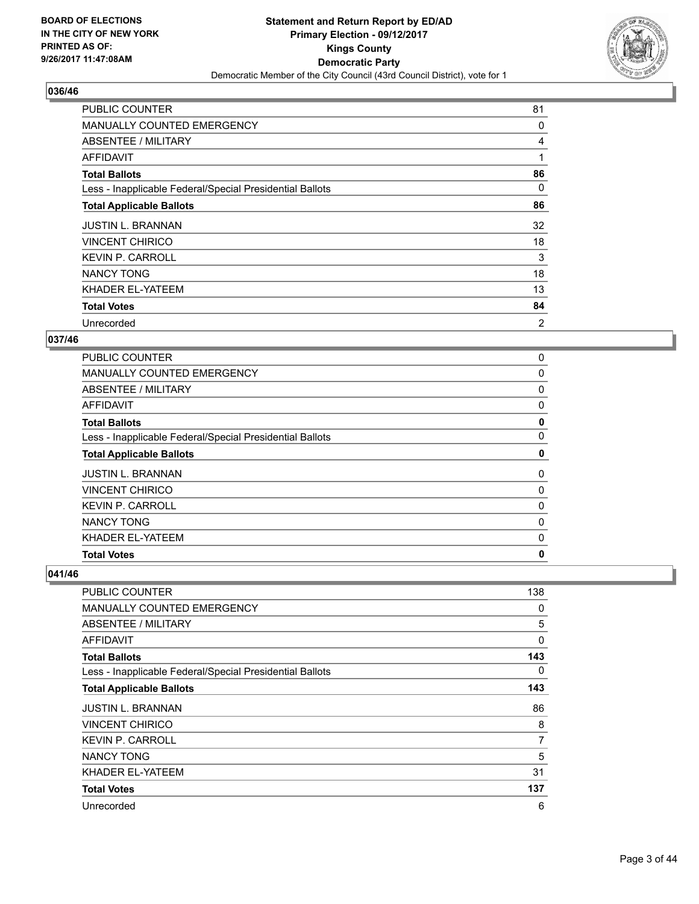## 036/46

| | |
|---|---|
| PUBLIC COUNTER | 81 |
| MANUALLY COUNTED EMERGENCY | 0 |
| ABSENTEE / MILITARY | 4 |
| AFFIDAVIT | 1 |
| **Total Ballots** | **86** |
| Less - Inapplicable Federal/Special Presidential Ballots | 0 |
| **Total Applicable Ballots** | **86** |
| JUSTIN L. BRANNAN | 32 |
| VINCENT CHIRICO | 18 |
| KEVIN P. CARROLL | 3 |
| NANCY TONG | 18 |
| KHADER EL-YATEEM | 13 |
| **Total Votes** | **84** |
| Unrecorded | 2 |

## 037/46

| | |
|---|---|
| PUBLIC COUNTER | 0 |
| MANUALLY COUNTED EMERGENCY | 0 |
| ABSENTEE / MILITARY | 0 |
| AFFIDAVIT | 0 |
| **Total Ballots** | **0** |
| Less - Inapplicable Federal/Special Presidential Ballots | 0 |
| **Total Applicable Ballots** | **0** |
| JUSTIN L. BRANNAN | 0 |
| VINCENT CHIRICO | 0 |
| KEVIN P. CARROLL | 0 |
| NANCY TONG | 0 |
| KHADER EL-YATEEM | 0 |
| **Total Votes** | **0** |

## 041/46

| | |
|---|---|
| PUBLIC COUNTER | 138 |
| MANUALLY COUNTED EMERGENCY | 0 |
| ABSENTEE / MILITARY | 5 |
| AFFIDAVIT | 0 |
| **Total Ballots** | **143** |
| Less - Inapplicable Federal/Special Presidential Ballots | 0 |
| **Total Applicable Ballots** | **143** |
| JUSTIN L. BRANNAN | 86 |
| VINCENT CHIRICO | 8 |
| KEVIN P. CARROLL | 7 |
| NANCY TONG | 5 |
| KHADER EL-YATEEM | 31 |
| **Total Votes** | **137** |
| Unrecorded | 6 |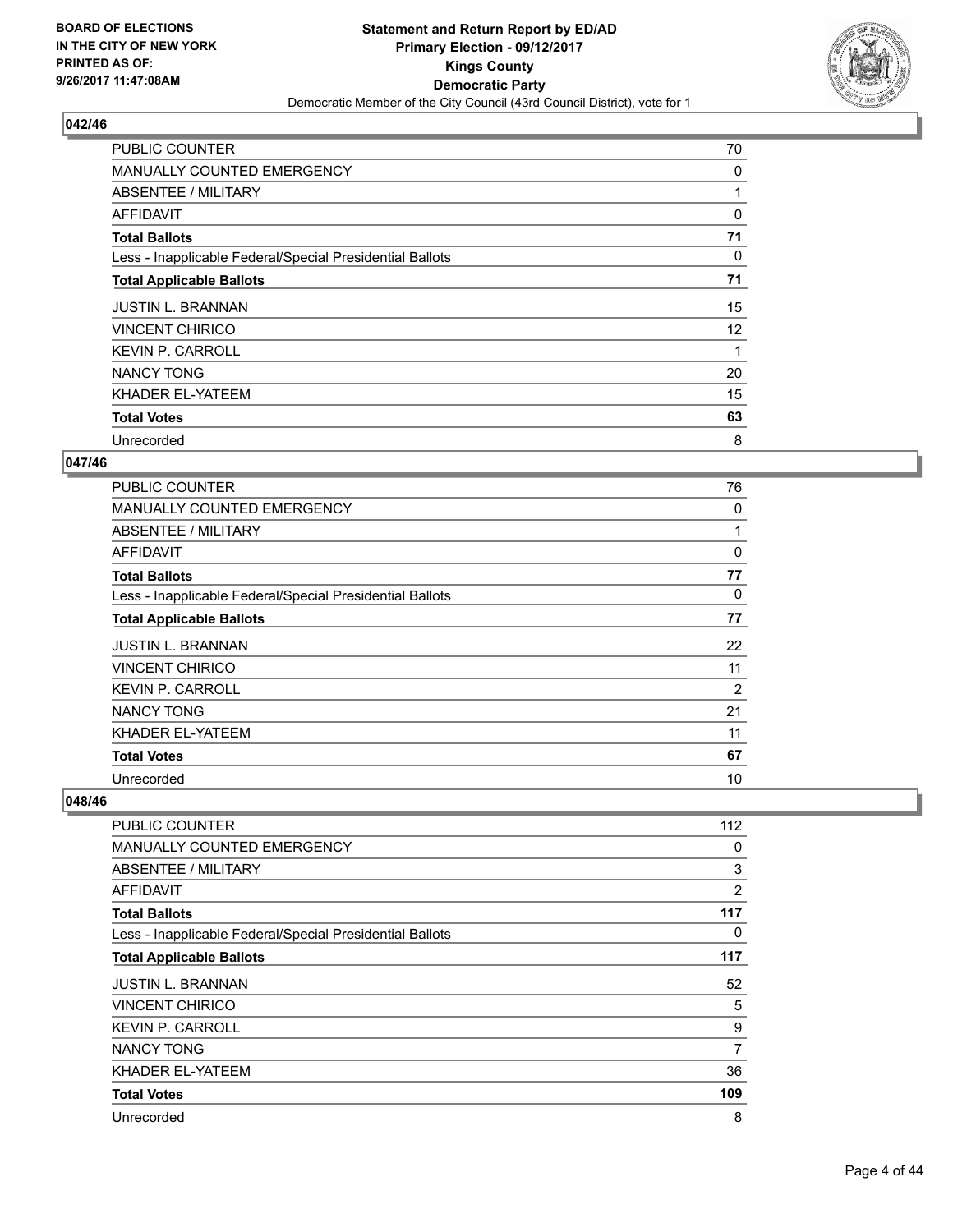**BOARD OF ELECTIONS IN THE CITY OF NEW YORK PRINTED AS OF: 9/26/2017 11:47:08AM**

**Statement and Return Report by ED/AD**
**Primary Election - 09/12/2017**
**Kings County**
**Democratic Party**
Democratic Member of the City Council (43rd Council District), vote for 1

### 042/46

| | |
|---|---|
| PUBLIC COUNTER | 70 |
| MANUALLY COUNTED EMERGENCY | 0 |
| ABSENTEE / MILITARY | 1 |
| AFFIDAVIT | 0 |
| **Total Ballots** | **71** |
| Less - Inapplicable Federal/Special Presidential Ballots | 0 |
| **Total Applicable Ballots** | **71** |
| JUSTIN L. BRANNAN | 15 |
| VINCENT CHIRICO | 12 |
| KEVIN P. CARROLL | 1 |
| NANCY TONG | 20 |
| KHADER EL-YATEEM | 15 |
| **Total Votes** | **63** |
| Unrecorded | 8 |

### 047/46

| | |
|---|---|
| PUBLIC COUNTER | 76 |
| MANUALLY COUNTED EMERGENCY | 0 |
| ABSENTEE / MILITARY | 1 |
| AFFIDAVIT | 0 |
| **Total Ballots** | **77** |
| Less - Inapplicable Federal/Special Presidential Ballots | 0 |
| **Total Applicable Ballots** | **77** |
| JUSTIN L. BRANNAN | 22 |
| VINCENT CHIRICO | 11 |
| KEVIN P. CARROLL | 2 |
| NANCY TONG | 21 |
| KHADER EL-YATEEM | 11 |
| **Total Votes** | **67** |
| Unrecorded | 10 |

### 048/46

| | |
|---|---|
| PUBLIC COUNTER | 112 |
| MANUALLY COUNTED EMERGENCY | 0 |
| ABSENTEE / MILITARY | 3 |
| AFFIDAVIT | 2 |
| **Total Ballots** | **117** |
| Less - Inapplicable Federal/Special Presidential Ballots | 0 |
| **Total Applicable Ballots** | **117** |
| JUSTIN L. BRANNAN | 52 |
| VINCENT CHIRICO | 5 |
| KEVIN P. CARROLL | 9 |
| NANCY TONG | 7 |
| KHADER EL-YATEEM | 36 |
| **Total Votes** | **109** |
| Unrecorded | 8 |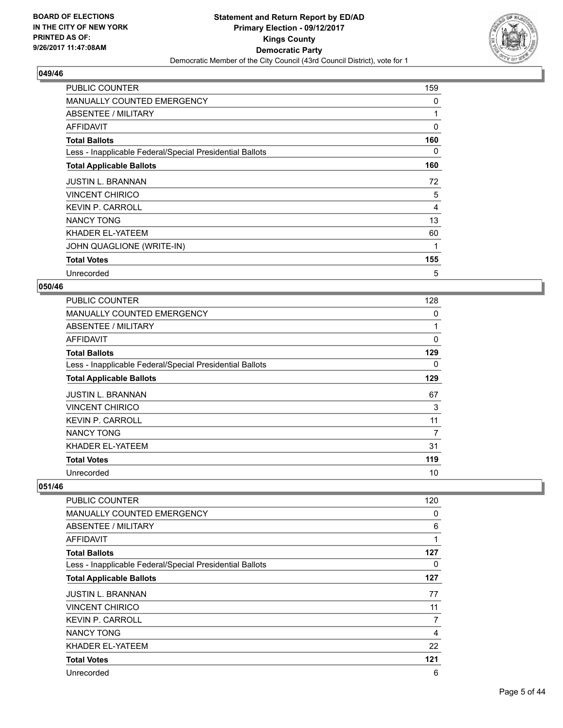**Statement and Return Report by ED/AD**
**Primary Election - 09/12/2017**
**Kings County**
**Democratic Party**
Democratic Member of the City Council (43rd Council District), vote for 1

BOARD OF ELECTIONS
IN THE CITY OF NEW YORK
PRINTED AS OF:
9/26/2017 11:47:08AM

### 049/46

| | |
|---|---|
| PUBLIC COUNTER | 159 |
| MANUALLY COUNTED EMERGENCY | 0 |
| ABSENTEE / MILITARY | 1 |
| AFFIDAVIT | 0 |
| **Total Ballots** | **160** |
| Less - Inapplicable Federal/Special Presidential Ballots | 0 |
| **Total Applicable Ballots** | **160** |
| JUSTIN L. BRANNAN | 72 |
| VINCENT CHIRICO | 5 |
| KEVIN P. CARROLL | 4 |
| NANCY TONG | 13 |
| KHADER EL-YATEEM | 60 |
| JOHN QUAGLIONE (WRITE-IN) | 1 |
| **Total Votes** | **155** |
| Unrecorded | 5 |

### 050/46

| | |
|---|---|
| PUBLIC COUNTER | 128 |
| MANUALLY COUNTED EMERGENCY | 0 |
| ABSENTEE / MILITARY | 1 |
| AFFIDAVIT | 0 |
| **Total Ballots** | **129** |
| Less - Inapplicable Federal/Special Presidential Ballots | 0 |
| **Total Applicable Ballots** | **129** |
| JUSTIN L. BRANNAN | 67 |
| VINCENT CHIRICO | 3 |
| KEVIN P. CARROLL | 11 |
| NANCY TONG | 7 |
| KHADER EL-YATEEM | 31 |
| **Total Votes** | **119** |
| Unrecorded | 10 |

### 051/46

| | |
|---|---|
| PUBLIC COUNTER | 120 |
| MANUALLY COUNTED EMERGENCY | 0 |
| ABSENTEE / MILITARY | 6 |
| AFFIDAVIT | 1 |
| **Total Ballots** | **127** |
| Less - Inapplicable Federal/Special Presidential Ballots | 0 |
| **Total Applicable Ballots** | **127** |
| JUSTIN L. BRANNAN | 77 |
| VINCENT CHIRICO | 11 |
| KEVIN P. CARROLL | 7 |
| NANCY TONG | 4 |
| KHADER EL-YATEEM | 22 |
| **Total Votes** | **121** |
| Unrecorded | 6 |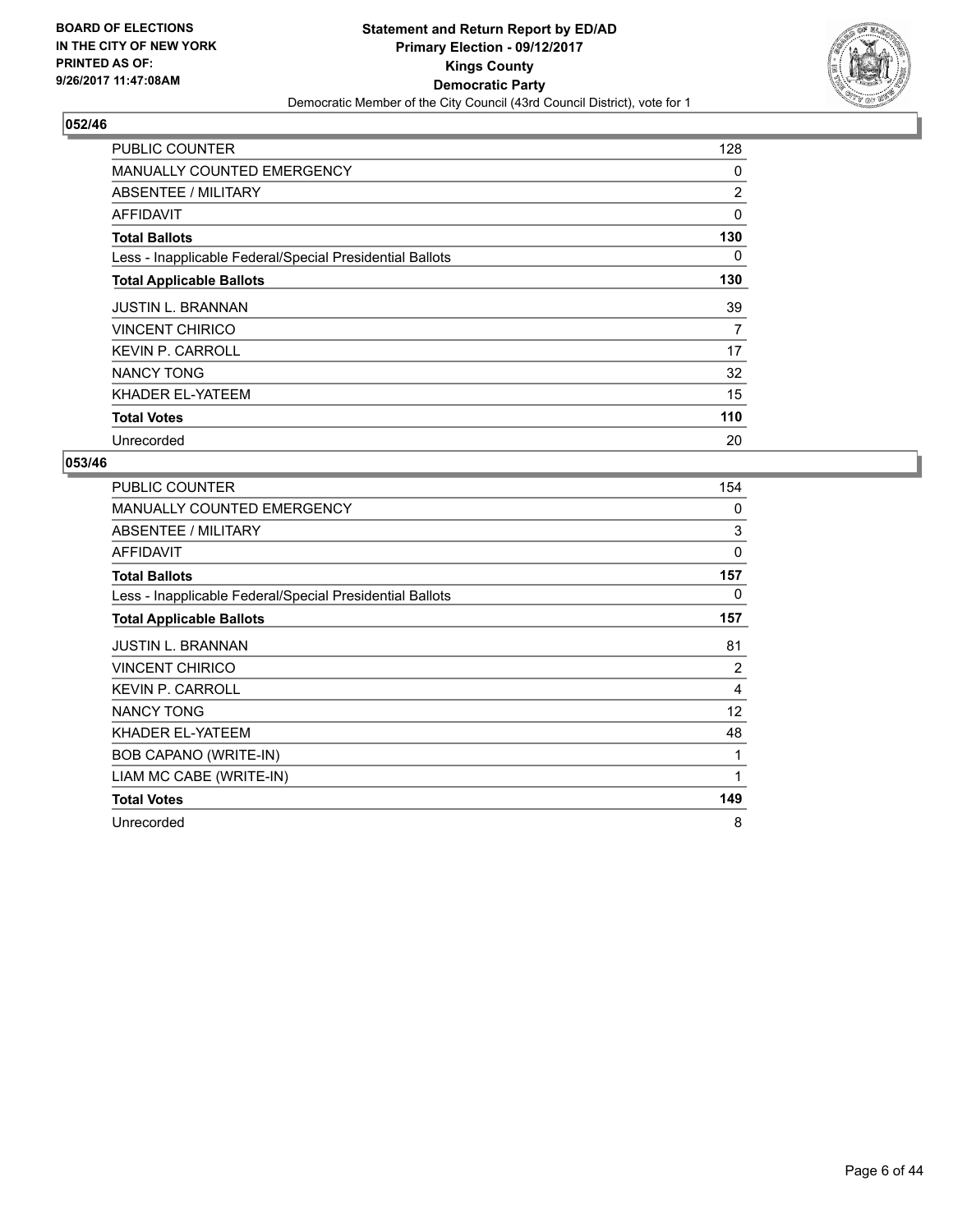BOARD OF ELECTIONS
IN THE CITY OF NEW YORK
PRINTED AS OF:
9/26/2017 11:47:08AM

**Statement and Return Report by ED/AD**
**Primary Election - 09/12/2017**
**Kings County**
**Democratic Party**
Democratic Member of the City Council (43rd Council District), vote for 1

## 052/46

| | |
|---|---|
| PUBLIC COUNTER | 128 |
| MANUALLY COUNTED EMERGENCY | 0 |
| ABSENTEE / MILITARY | 2 |
| AFFIDAVIT | 0 |
| **Total Ballots** | **130** |
| Less - Inapplicable Federal/Special Presidential Ballots | 0 |
| **Total Applicable Ballots** | **130** |
| JUSTIN L. BRANNAN | 39 |
| VINCENT CHIRICO | 7 |
| KEVIN P. CARROLL | 17 |
| NANCY TONG | 32 |
| KHADER EL-YATEEM | 15 |
| **Total Votes** | **110** |
| Unrecorded | 20 |

## 053/46

| | |
|---|---|
| PUBLIC COUNTER | 154 |
| MANUALLY COUNTED EMERGENCY | 0 |
| ABSENTEE / MILITARY | 3 |
| AFFIDAVIT | 0 |
| **Total Ballots** | **157** |
| Less - Inapplicable Federal/Special Presidential Ballots | 0 |
| **Total Applicable Ballots** | **157** |
| JUSTIN L. BRANNAN | 81 |
| VINCENT CHIRICO | 2 |
| KEVIN P. CARROLL | 4 |
| NANCY TONG | 12 |
| KHADER EL-YATEEM | 48 |
| BOB CAPANO (WRITE-IN) | 1 |
| LIAM MC CABE (WRITE-IN) | 1 |
| **Total Votes** | **149** |
| Unrecorded | 8 |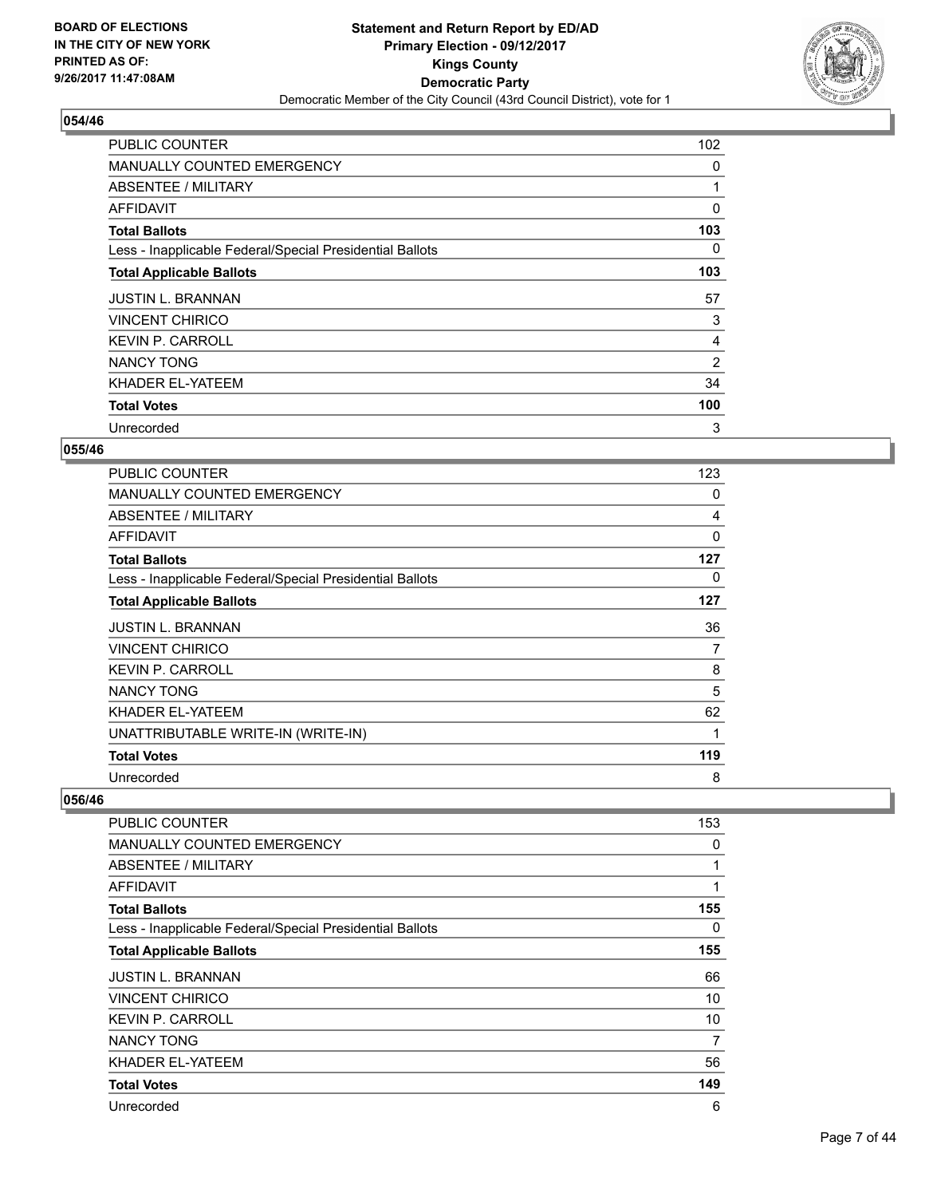BOARD OF ELECTIONS
IN THE CITY OF NEW YORK
PRINTED AS OF:
9/26/2017 11:47:08AM

**Statement and Return Report by ED/AD**
**Primary Election - 09/12/2017**
**Kings County**
**Democratic Party**
Democratic Member of the City Council (43rd Council District), vote for 1

## 054/46

| | |
|---|---|
| PUBLIC COUNTER | 102 |
| MANUALLY COUNTED EMERGENCY | 0 |
| ABSENTEE / MILITARY | 1 |
| AFFIDAVIT | 0 |
| **Total Ballots** | **103** |
| Less - Inapplicable Federal/Special Presidential Ballots | 0 |
| **Total Applicable Ballots** | **103** |
| JUSTIN L. BRANNAN | 57 |
| VINCENT CHIRICO | 3 |
| KEVIN P. CARROLL | 4 |
| NANCY TONG | 2 |
| KHADER EL-YATEEM | 34 |
| **Total Votes** | **100** |
| Unrecorded | 3 |

## 055/46

| | |
|---|---|
| PUBLIC COUNTER | 123 |
| MANUALLY COUNTED EMERGENCY | 0 |
| ABSENTEE / MILITARY | 4 |
| AFFIDAVIT | 0 |
| **Total Ballots** | **127** |
| Less - Inapplicable Federal/Special Presidential Ballots | 0 |
| **Total Applicable Ballots** | **127** |
| JUSTIN L. BRANNAN | 36 |
| VINCENT CHIRICO | 7 |
| KEVIN P. CARROLL | 8 |
| NANCY TONG | 5 |
| KHADER EL-YATEEM | 62 |
| UNATTRIBUTABLE WRITE-IN (WRITE-IN) | 1 |
| **Total Votes** | **119** |
| Unrecorded | 8 |

## 056/46

| | |
|---|---|
| PUBLIC COUNTER | 153 |
| MANUALLY COUNTED EMERGENCY | 0 |
| ABSENTEE / MILITARY | 1 |
| AFFIDAVIT | 1 |
| **Total Ballots** | **155** |
| Less - Inapplicable Federal/Special Presidential Ballots | 0 |
| **Total Applicable Ballots** | **155** |
| JUSTIN L. BRANNAN | 66 |
| VINCENT CHIRICO | 10 |
| KEVIN P. CARROLL | 10 |
| NANCY TONG | 7 |
| KHADER EL-YATEEM | 56 |
| **Total Votes** | **149** |
| Unrecorded | 6 |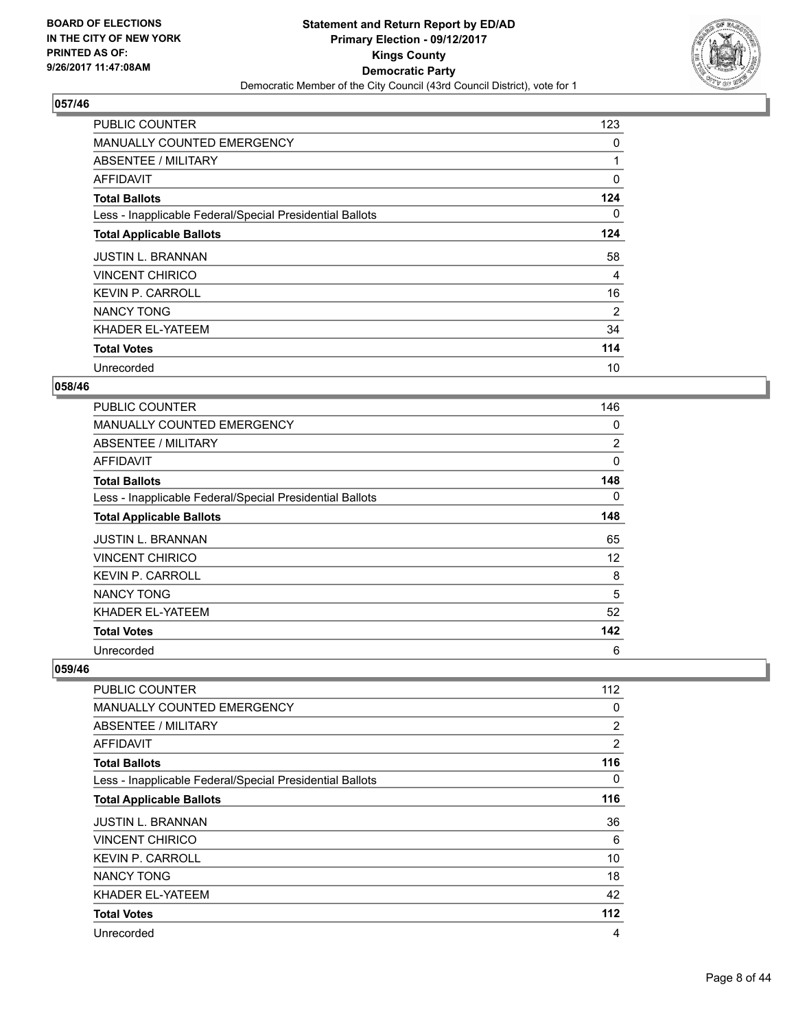## 057/46

| | |
|---|---|
| PUBLIC COUNTER | 123 |
| MANUALLY COUNTED EMERGENCY | 0 |
| ABSENTEE / MILITARY | 1 |
| AFFIDAVIT | 0 |
| **Total Ballots** | **124** |
| Less - Inapplicable Federal/Special Presidential Ballots | 0 |
| **Total Applicable Ballots** | **124** |
| JUSTIN L. BRANNAN | 58 |
| VINCENT CHIRICO | 4 |
| KEVIN P. CARROLL | 16 |
| NANCY TONG | 2 |
| KHADER EL-YATEEM | 34 |
| **Total Votes** | **114** |
| Unrecorded | 10 |

## 058/46

| | |
|---|---|
| PUBLIC COUNTER | 146 |
| MANUALLY COUNTED EMERGENCY | 0 |
| ABSENTEE / MILITARY | 2 |
| AFFIDAVIT | 0 |
| **Total Ballots** | **148** |
| Less - Inapplicable Federal/Special Presidential Ballots | 0 |
| **Total Applicable Ballots** | **148** |
| JUSTIN L. BRANNAN | 65 |
| VINCENT CHIRICO | 12 |
| KEVIN P. CARROLL | 8 |
| NANCY TONG | 5 |
| KHADER EL-YATEEM | 52 |
| **Total Votes** | **142** |
| Unrecorded | 6 |

## 059/46

| | |
|---|---|
| PUBLIC COUNTER | 112 |
| MANUALLY COUNTED EMERGENCY | 0 |
| ABSENTEE / MILITARY | 2 |
| AFFIDAVIT | 2 |
| **Total Ballots** | **116** |
| Less - Inapplicable Federal/Special Presidential Ballots | 0 |
| **Total Applicable Ballots** | **116** |
| JUSTIN L. BRANNAN | 36 |
| VINCENT CHIRICO | 6 |
| KEVIN P. CARROLL | 10 |
| NANCY TONG | 18 |
| KHADER EL-YATEEM | 42 |
| **Total Votes** | **112** |
| Unrecorded | 4 |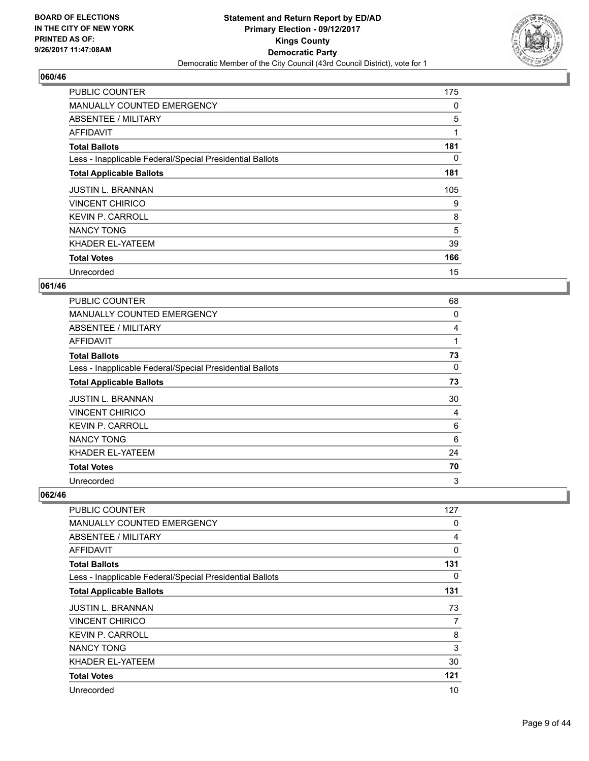**BOARD OF ELECTIONS IN THE CITY OF NEW YORK PRINTED AS OF: 9/26/2017 11:47:08AM**

**Statement and Return Report by ED/AD Primary Election - 09/12/2017 Kings County Democratic Party**

Democratic Member of the City Council (43rd Council District), vote for 1

## 060/46

| | |
|---|---|
| PUBLIC COUNTER | 175 |
| MANUALLY COUNTED EMERGENCY | 0 |
| ABSENTEE / MILITARY | 5 |
| AFFIDAVIT | 1 |
| **Total Ballots** | **181** |
| Less - Inapplicable Federal/Special Presidential Ballots | 0 |
| **Total Applicable Ballots** | **181** |
| JUSTIN L. BRANNAN | 105 |
| VINCENT CHIRICO | 9 |
| KEVIN P. CARROLL | 8 |
| NANCY TONG | 5 |
| KHADER EL-YATEEM | 39 |
| **Total Votes** | **166** |
| Unrecorded | 15 |

## 061/46

| | |
|---|---|
| PUBLIC COUNTER | 68 |
| MANUALLY COUNTED EMERGENCY | 0 |
| ABSENTEE / MILITARY | 4 |
| AFFIDAVIT | 1 |
| **Total Ballots** | **73** |
| Less - Inapplicable Federal/Special Presidential Ballots | 0 |
| **Total Applicable Ballots** | **73** |
| JUSTIN L. BRANNAN | 30 |
| VINCENT CHIRICO | 4 |
| KEVIN P. CARROLL | 6 |
| NANCY TONG | 6 |
| KHADER EL-YATEEM | 24 |
| **Total Votes** | **70** |
| Unrecorded | 3 |

## 062/46

| | |
|---|---|
| PUBLIC COUNTER | 127 |
| MANUALLY COUNTED EMERGENCY | 0 |
| ABSENTEE / MILITARY | 4 |
| AFFIDAVIT | 0 |
| **Total Ballots** | **131** |
| Less - Inapplicable Federal/Special Presidential Ballots | 0 |
| **Total Applicable Ballots** | **131** |
| JUSTIN L. BRANNAN | 73 |
| VINCENT CHIRICO | 7 |
| KEVIN P. CARROLL | 8 |
| NANCY TONG | 3 |
| KHADER EL-YATEEM | 30 |
| **Total Votes** | **121** |
| Unrecorded | 10 |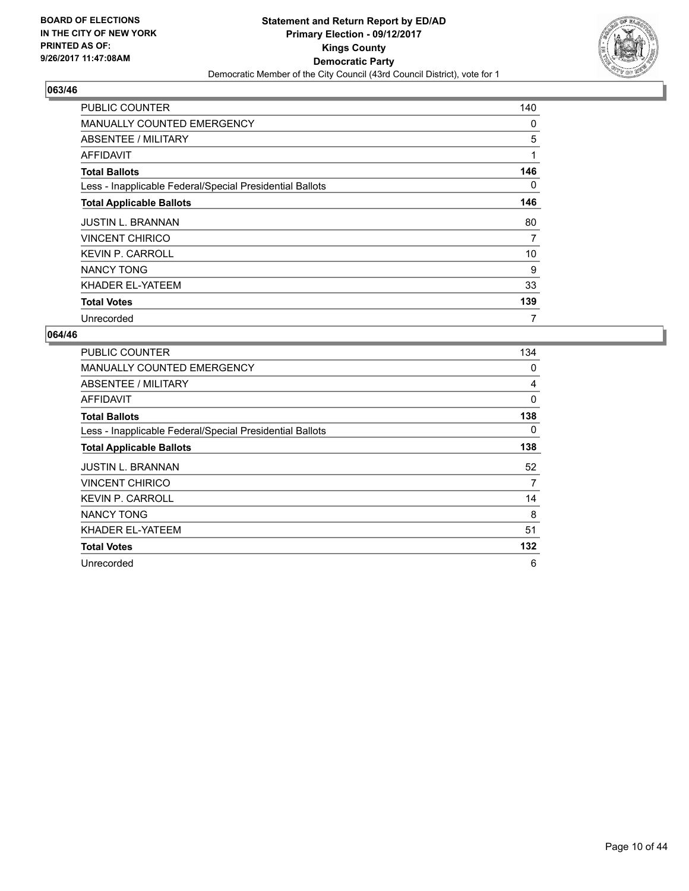BOARD OF ELECTIONS
IN THE CITY OF NEW YORK
PRINTED AS OF:
9/26/2017 11:47:08AM

**Statement and Return Report by ED/AD**
**Primary Election - 09/12/2017**
**Kings County**
**Democratic Party**
Democratic Member of the City Council (43rd Council District), vote for 1

## 063/46

| | |
|---|---|
| PUBLIC COUNTER | 140 |
| MANUALLY COUNTED EMERGENCY | 0 |
| ABSENTEE / MILITARY | 5 |
| AFFIDAVIT | 1 |
| **Total Ballots** | **146** |
| Less - Inapplicable Federal/Special Presidential Ballots | 0 |
| **Total Applicable Ballots** | **146** |
| JUSTIN L. BRANNAN | 80 |
| VINCENT CHIRICO | 7 |
| KEVIN P. CARROLL | 10 |
| NANCY TONG | 9 |
| KHADER EL-YATEEM | 33 |
| **Total Votes** | **139** |
| Unrecorded | 7 |

## 064/46

| | |
|---|---|
| PUBLIC COUNTER | 134 |
| MANUALLY COUNTED EMERGENCY | 0 |
| ABSENTEE / MILITARY | 4 |
| AFFIDAVIT | 0 |
| **Total Ballots** | **138** |
| Less - Inapplicable Federal/Special Presidential Ballots | 0 |
| **Total Applicable Ballots** | **138** |
| JUSTIN L. BRANNAN | 52 |
| VINCENT CHIRICO | 7 |
| KEVIN P. CARROLL | 14 |
| NANCY TONG | 8 |
| KHADER EL-YATEEM | 51 |
| **Total Votes** | **132** |
| Unrecorded | 6 |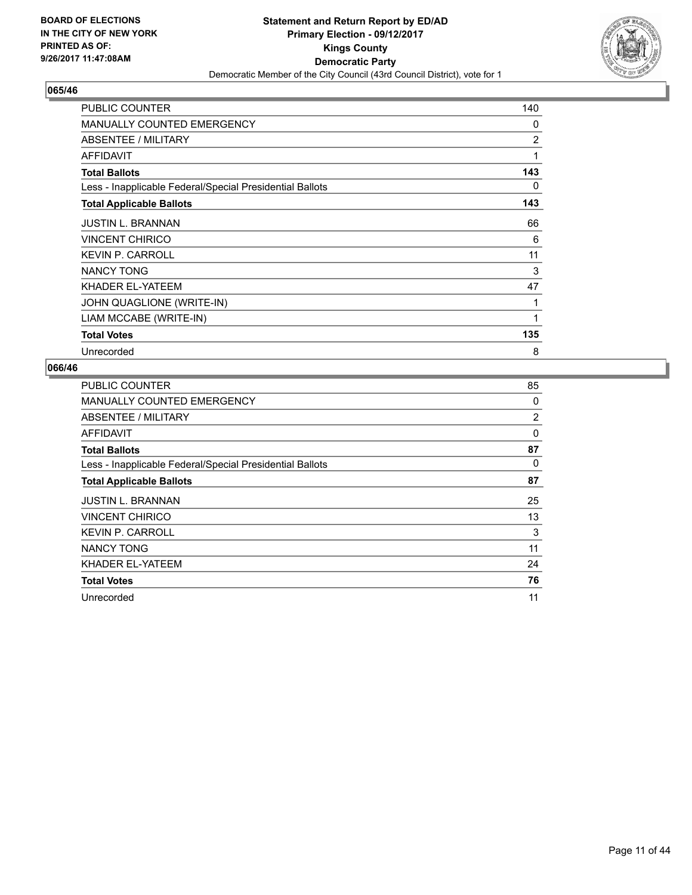**BOARD OF ELECTIONS IN THE CITY OF NEW YORK PRINTED AS OF: 9/26/2017 11:47:08AM**

# Statement and Return Report by ED/AD
## Primary Election - 09/12/2017
## Kings County
## Democratic Party
Democratic Member of the City Council (43rd Council District), vote for 1

### 065/46

| | |
|---|---|
| PUBLIC COUNTER | 140 |
| MANUALLY COUNTED EMERGENCY | 0 |
| ABSENTEE / MILITARY | 2 |
| AFFIDAVIT | 1 |
| **Total Ballots** | **143** |
| Less - Inapplicable Federal/Special Presidential Ballots | 0 |
| **Total Applicable Ballots** | **143** |
| JUSTIN L. BRANNAN | 66 |
| VINCENT CHIRICO | 6 |
| KEVIN P. CARROLL | 11 |
| NANCY TONG | 3 |
| KHADER EL-YATEEM | 47 |
| JOHN QUAGLIONE (WRITE-IN) | 1 |
| LIAM MCCABE (WRITE-IN) | 1 |
| **Total Votes** | **135** |
| Unrecorded | 8 |

### 066/46

| | |
|---|---|
| PUBLIC COUNTER | 85 |
| MANUALLY COUNTED EMERGENCY | 0 |
| ABSENTEE / MILITARY | 2 |
| AFFIDAVIT | 0 |
| **Total Ballots** | **87** |
| Less - Inapplicable Federal/Special Presidential Ballots | 0 |
| **Total Applicable Ballots** | **87** |
| JUSTIN L. BRANNAN | 25 |
| VINCENT CHIRICO | 13 |
| KEVIN P. CARROLL | 3 |
| NANCY TONG | 11 |
| KHADER EL-YATEEM | 24 |
| **Total Votes** | **76** |
| Unrecorded | 11 |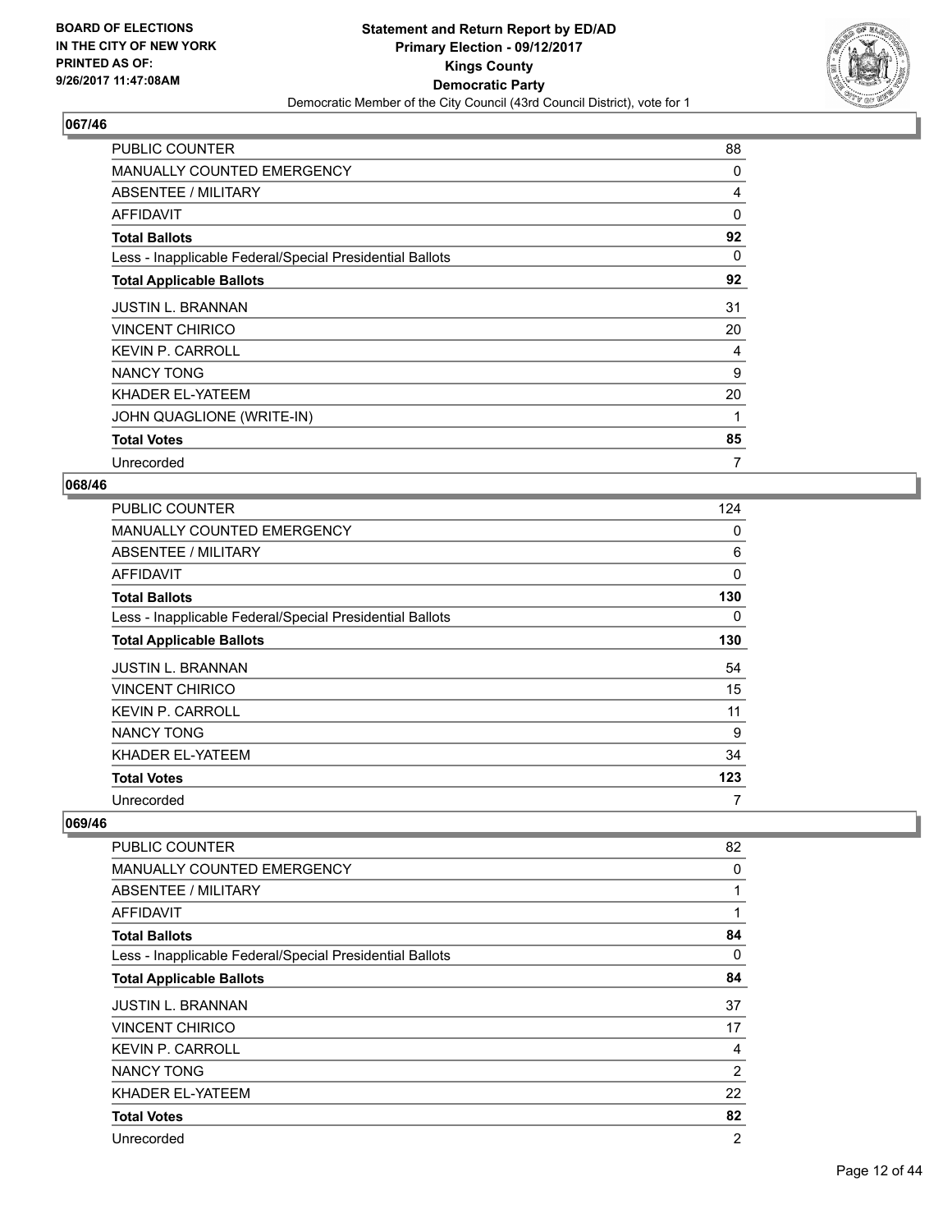BOARD OF ELECTIONS
IN THE CITY OF NEW YORK
PRINTED AS OF:
9/26/2017 11:47:08AM

**Statement and Return Report by ED/AD**
**Primary Election - 09/12/2017**
**Kings County**
**Democratic Party**
Democratic Member of the City Council (43rd Council District), vote for 1

### 067/46

| | |
|---|---|
| PUBLIC COUNTER | 88 |
| MANUALLY COUNTED EMERGENCY | 0 |
| ABSENTEE / MILITARY | 4 |
| AFFIDAVIT | 0 |
| **Total Ballots** | **92** |
| Less - Inapplicable Federal/Special Presidential Ballots | 0 |
| **Total Applicable Ballots** | **92** |
| JUSTIN L. BRANNAN | 31 |
| VINCENT CHIRICO | 20 |
| KEVIN P. CARROLL | 4 |
| NANCY TONG | 9 |
| KHADER EL-YATEEM | 20 |
| JOHN QUAGLIONE (WRITE-IN) | 1 |
| **Total Votes** | **85** |
| Unrecorded | 7 |

### 068/46

| | |
|---|---|
| PUBLIC COUNTER | 124 |
| MANUALLY COUNTED EMERGENCY | 0 |
| ABSENTEE / MILITARY | 6 |
| AFFIDAVIT | 0 |
| **Total Ballots** | **130** |
| Less - Inapplicable Federal/Special Presidential Ballots | 0 |
| **Total Applicable Ballots** | **130** |
| JUSTIN L. BRANNAN | 54 |
| VINCENT CHIRICO | 15 |
| KEVIN P. CARROLL | 11 |
| NANCY TONG | 9 |
| KHADER EL-YATEEM | 34 |
| **Total Votes** | **123** |
| Unrecorded | 7 |

### 069/46

| | |
|---|---|
| PUBLIC COUNTER | 82 |
| MANUALLY COUNTED EMERGENCY | 0 |
| ABSENTEE / MILITARY | 1 |
| AFFIDAVIT | 1 |
| **Total Ballots** | **84** |
| Less - Inapplicable Federal/Special Presidential Ballots | 0 |
| **Total Applicable Ballots** | **84** |
| JUSTIN L. BRANNAN | 37 |
| VINCENT CHIRICO | 17 |
| KEVIN P. CARROLL | 4 |
| NANCY TONG | 2 |
| KHADER EL-YATEEM | 22 |
| **Total Votes** | **82** |
| Unrecorded | 2 |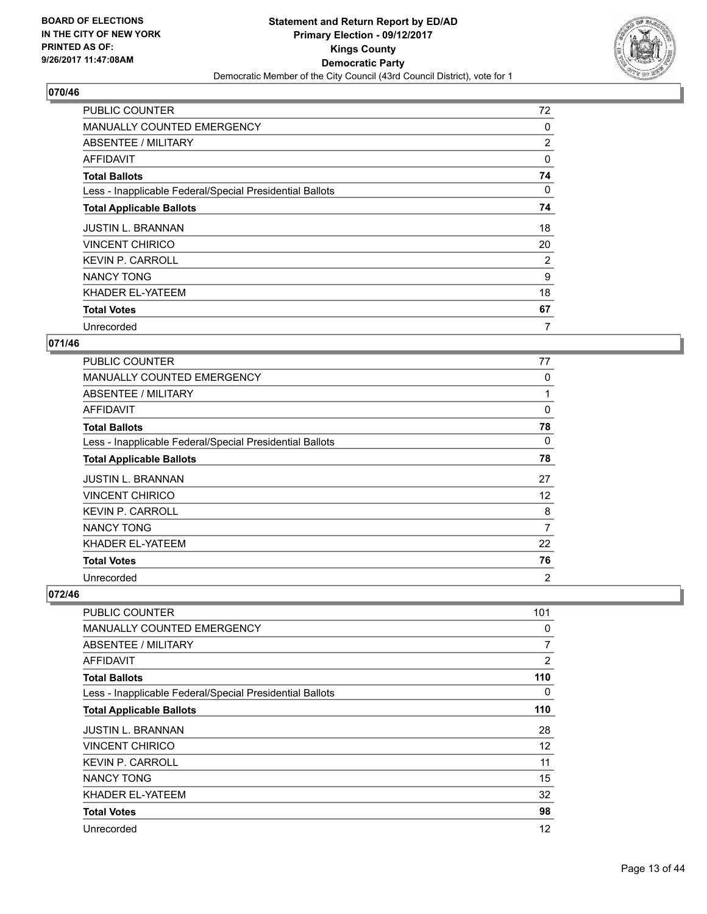BOARD OF ELECTIONS
IN THE CITY OF NEW YORK
PRINTED AS OF:
9/26/2017 11:47:08AM

**Statement and Return Report by ED/AD**
**Primary Election - 09/12/2017**
**Kings County**
**Democratic Party**
Democratic Member of the City Council (43rd Council District), vote for 1

### 070/46

| | |
|---|---|
| PUBLIC COUNTER | 72 |
| MANUALLY COUNTED EMERGENCY | 0 |
| ABSENTEE / MILITARY | 2 |
| AFFIDAVIT | 0 |
| **Total Ballots** | **74** |
| Less - Inapplicable Federal/Special Presidential Ballots | 0 |
| **Total Applicable Ballots** | **74** |
| JUSTIN L. BRANNAN | 18 |
| VINCENT CHIRICO | 20 |
| KEVIN P. CARROLL | 2 |
| NANCY TONG | 9 |
| KHADER EL-YATEEM | 18 |
| **Total Votes** | **67** |
| Unrecorded | 7 |

### 071/46

| | |
|---|---|
| PUBLIC COUNTER | 77 |
| MANUALLY COUNTED EMERGENCY | 0 |
| ABSENTEE / MILITARY | 1 |
| AFFIDAVIT | 0 |
| **Total Ballots** | **78** |
| Less - Inapplicable Federal/Special Presidential Ballots | 0 |
| **Total Applicable Ballots** | **78** |
| JUSTIN L. BRANNAN | 27 |
| VINCENT CHIRICO | 12 |
| KEVIN P. CARROLL | 8 |
| NANCY TONG | 7 |
| KHADER EL-YATEEM | 22 |
| **Total Votes** | **76** |
| Unrecorded | 2 |

### 072/46

| | |
|---|---|
| PUBLIC COUNTER | 101 |
| MANUALLY COUNTED EMERGENCY | 0 |
| ABSENTEE / MILITARY | 7 |
| AFFIDAVIT | 2 |
| **Total Ballots** | **110** |
| Less - Inapplicable Federal/Special Presidential Ballots | 0 |
| **Total Applicable Ballots** | **110** |
| JUSTIN L. BRANNAN | 28 |
| VINCENT CHIRICO | 12 |
| KEVIN P. CARROLL | 11 |
| NANCY TONG | 15 |
| KHADER EL-YATEEM | 32 |
| **Total Votes** | **98** |
| Unrecorded | 12 |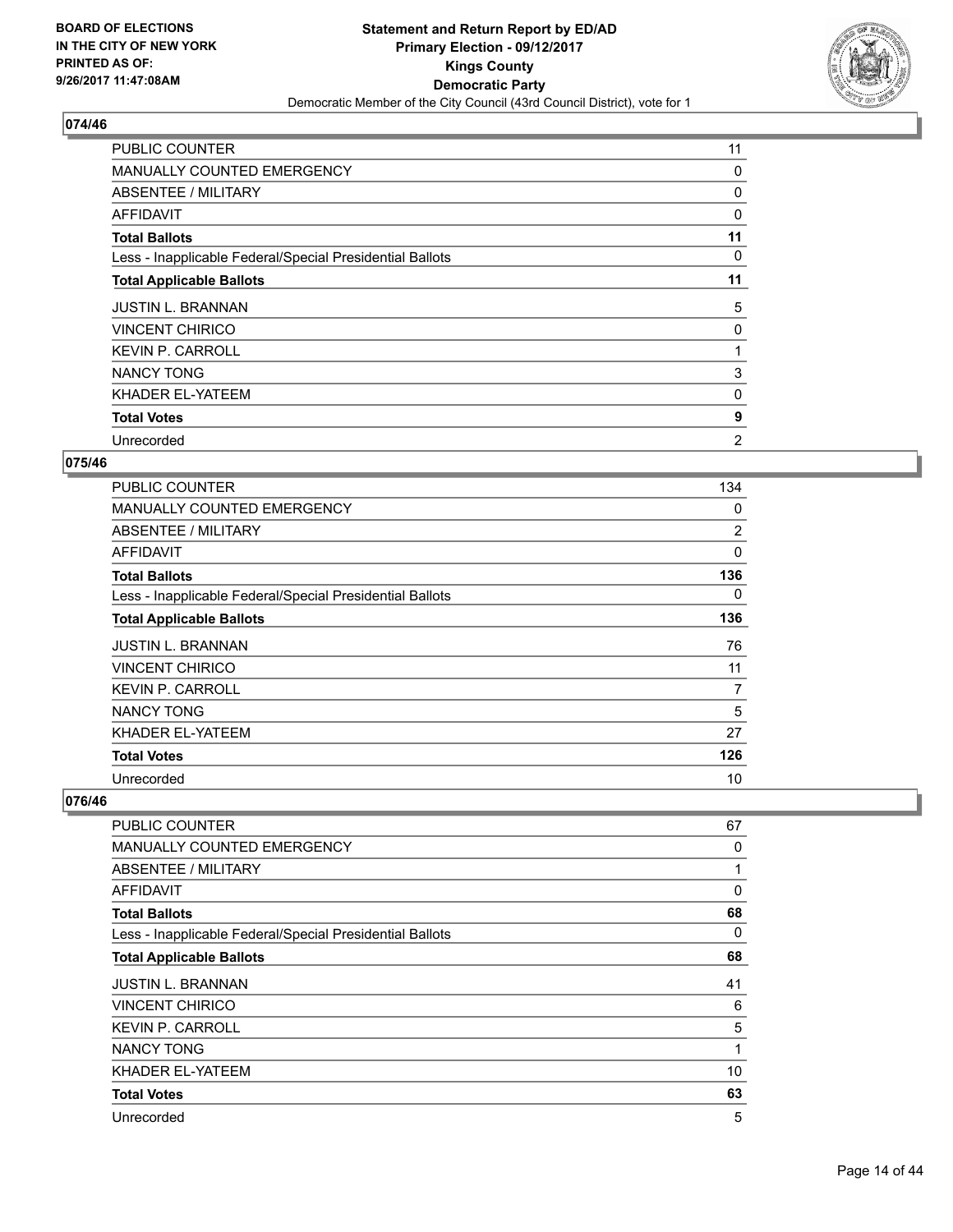**BOARD OF ELECTIONS IN THE CITY OF NEW YORK PRINTED AS OF: 9/26/2017 11:47:08AM**

**Statement and Return Report by ED/AD Primary Election - 09/12/2017 Kings County Democratic Party**

Democratic Member of the City Council (43rd Council District), vote for 1

## 074/46

| | |
|---|---|
| PUBLIC COUNTER | 11 |
| MANUALLY COUNTED EMERGENCY | 0 |
| ABSENTEE / MILITARY | 0 |
| AFFIDAVIT | 0 |
| **Total Ballots** | **11** |
| Less - Inapplicable Federal/Special Presidential Ballots | 0 |
| **Total Applicable Ballots** | **11** |
| JUSTIN L. BRANNAN | 5 |
| VINCENT CHIRICO | 0 |
| KEVIN P. CARROLL | 1 |
| NANCY TONG | 3 |
| KHADER EL-YATEEM | 0 |
| **Total Votes** | **9** |
| Unrecorded | 2 |

## 075/46

| | |
|---|---|
| PUBLIC COUNTER | 134 |
| MANUALLY COUNTED EMERGENCY | 0 |
| ABSENTEE / MILITARY | 2 |
| AFFIDAVIT | 0 |
| **Total Ballots** | **136** |
| Less - Inapplicable Federal/Special Presidential Ballots | 0 |
| **Total Applicable Ballots** | **136** |
| JUSTIN L. BRANNAN | 76 |
| VINCENT CHIRICO | 11 |
| KEVIN P. CARROLL | 7 |
| NANCY TONG | 5 |
| KHADER EL-YATEEM | 27 |
| **Total Votes** | **126** |
| Unrecorded | 10 |

## 076/46

| | |
|---|---|
| PUBLIC COUNTER | 67 |
| MANUALLY COUNTED EMERGENCY | 0 |
| ABSENTEE / MILITARY | 1 |
| AFFIDAVIT | 0 |
| **Total Ballots** | **68** |
| Less - Inapplicable Federal/Special Presidential Ballots | 0 |
| **Total Applicable Ballots** | **68** |
| JUSTIN L. BRANNAN | 41 |
| VINCENT CHIRICO | 6 |
| KEVIN P. CARROLL | 5 |
| NANCY TONG | 1 |
| KHADER EL-YATEEM | 10 |
| **Total Votes** | **63** |
| Unrecorded | 5 |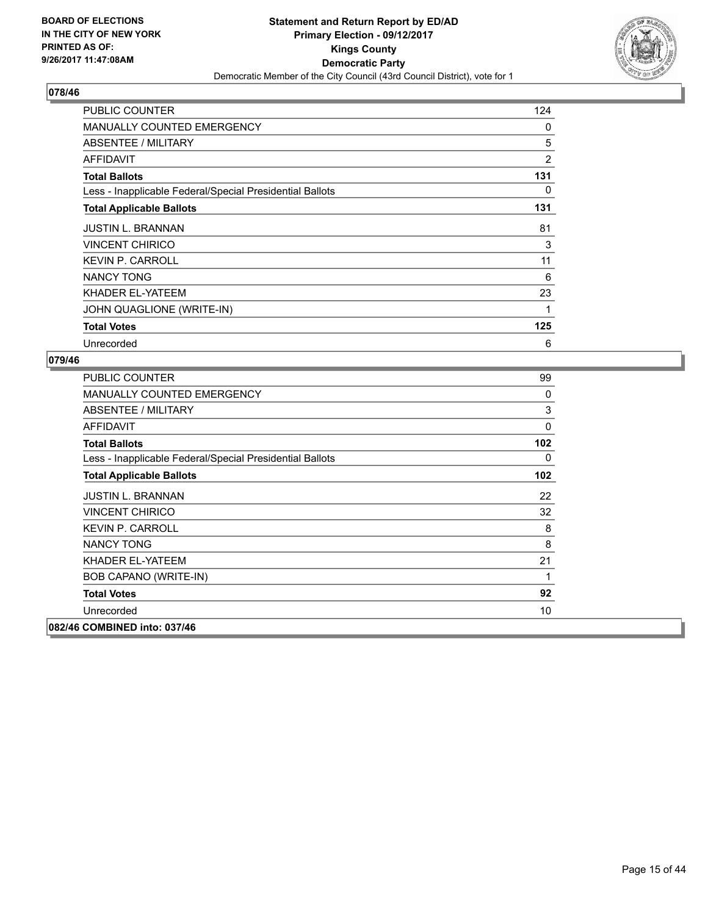## 078/46

| | |
|---|---|
| PUBLIC COUNTER | 124 |
| MANUALLY COUNTED EMERGENCY | 0 |
| ABSENTEE / MILITARY | 5 |
| AFFIDAVIT | 2 |
| **Total Ballots** | **131** |
| Less - Inapplicable Federal/Special Presidential Ballots | 0 |
| **Total Applicable Ballots** | **131** |
| JUSTIN L. BRANNAN | 81 |
| VINCENT CHIRICO | 3 |
| KEVIN P. CARROLL | 11 |
| NANCY TONG | 6 |
| KHADER EL-YATEEM | 23 |
| JOHN QUAGLIONE (WRITE-IN) | 1 |
| **Total Votes** | **125** |
| Unrecorded | 6 |

## 079/46

| | |
|---|---|
| PUBLIC COUNTER | 99 |
| MANUALLY COUNTED EMERGENCY | 0 |
| ABSENTEE / MILITARY | 3 |
| AFFIDAVIT | 0 |
| **Total Ballots** | **102** |
| Less - Inapplicable Federal/Special Presidential Ballots | 0 |
| **Total Applicable Ballots** | **102** |
| JUSTIN L. BRANNAN | 22 |
| VINCENT CHIRICO | 32 |
| KEVIN P. CARROLL | 8 |
| NANCY TONG | 8 |
| KHADER EL-YATEEM | 21 |
| BOB CAPANO (WRITE-IN) | 1 |
| **Total Votes** | **92** |
| Unrecorded | 10 |

## 082/46 COMBINED into: 037/46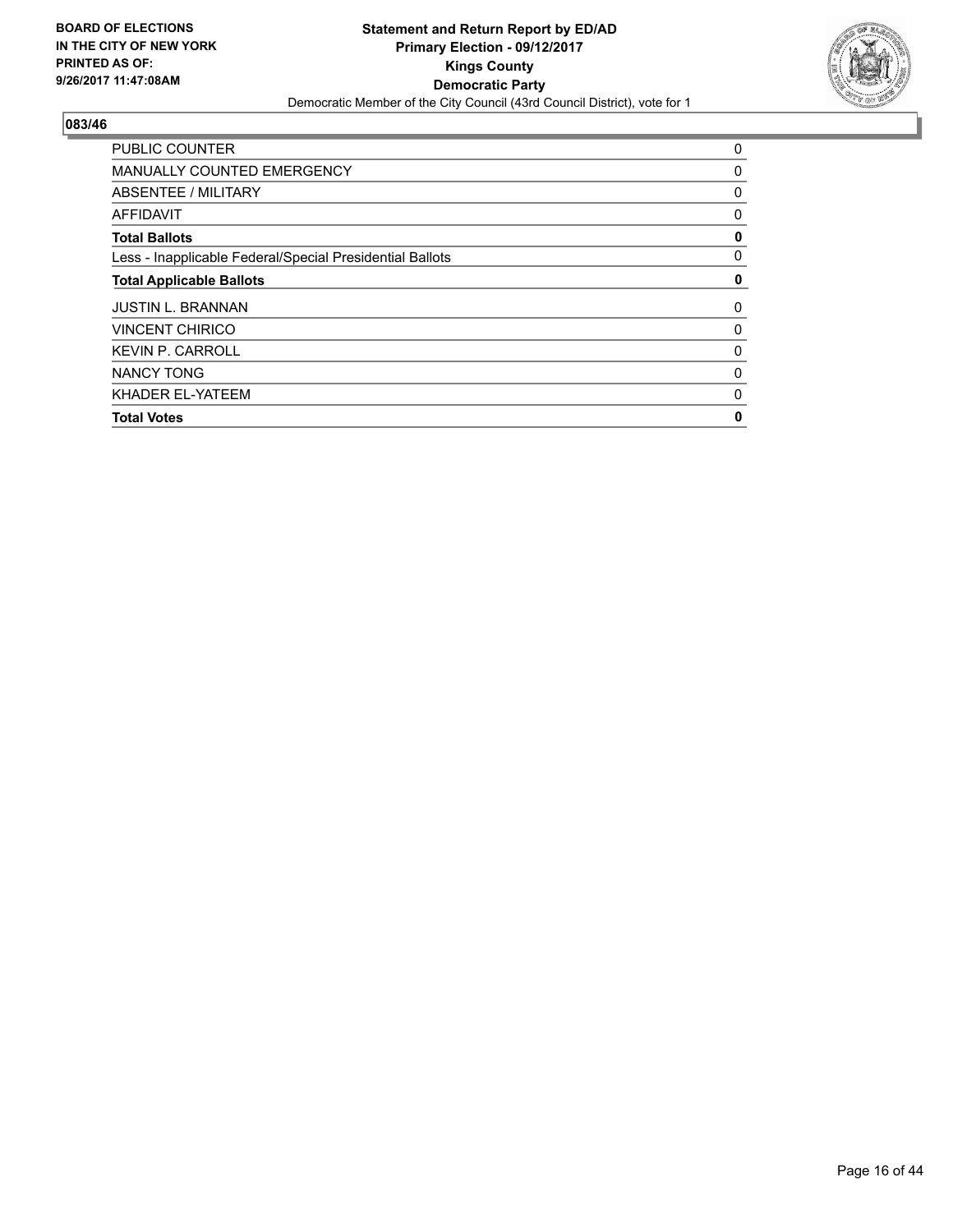**BOARD OF ELECTIONS IN THE CITY OF NEW YORK PRINTED AS OF: 9/26/2017 11:47:08AM**

**Statement and Return Report by ED/AD**
**Primary Election - 09/12/2017**
**Kings County**
**Democratic Party**
Democratic Member of the City Council (43rd Council District), vote for 1

## 083/46

| | |
|---|---|
| PUBLIC COUNTER | 0 |
| MANUALLY COUNTED EMERGENCY | 0 |
| ABSENTEE / MILITARY | 0 |
| AFFIDAVIT | 0 |
| **Total Ballots** | **0** |
| Less - Inapplicable Federal/Special Presidential Ballots | 0 |
| **Total Applicable Ballots** | **0** |
| JUSTIN L. BRANNAN | 0 |
| VINCENT CHIRICO | 0 |
| KEVIN P. CARROLL | 0 |
| NANCY TONG | 0 |
| KHADER EL-YATEEM | 0 |
| **Total Votes** | **0** |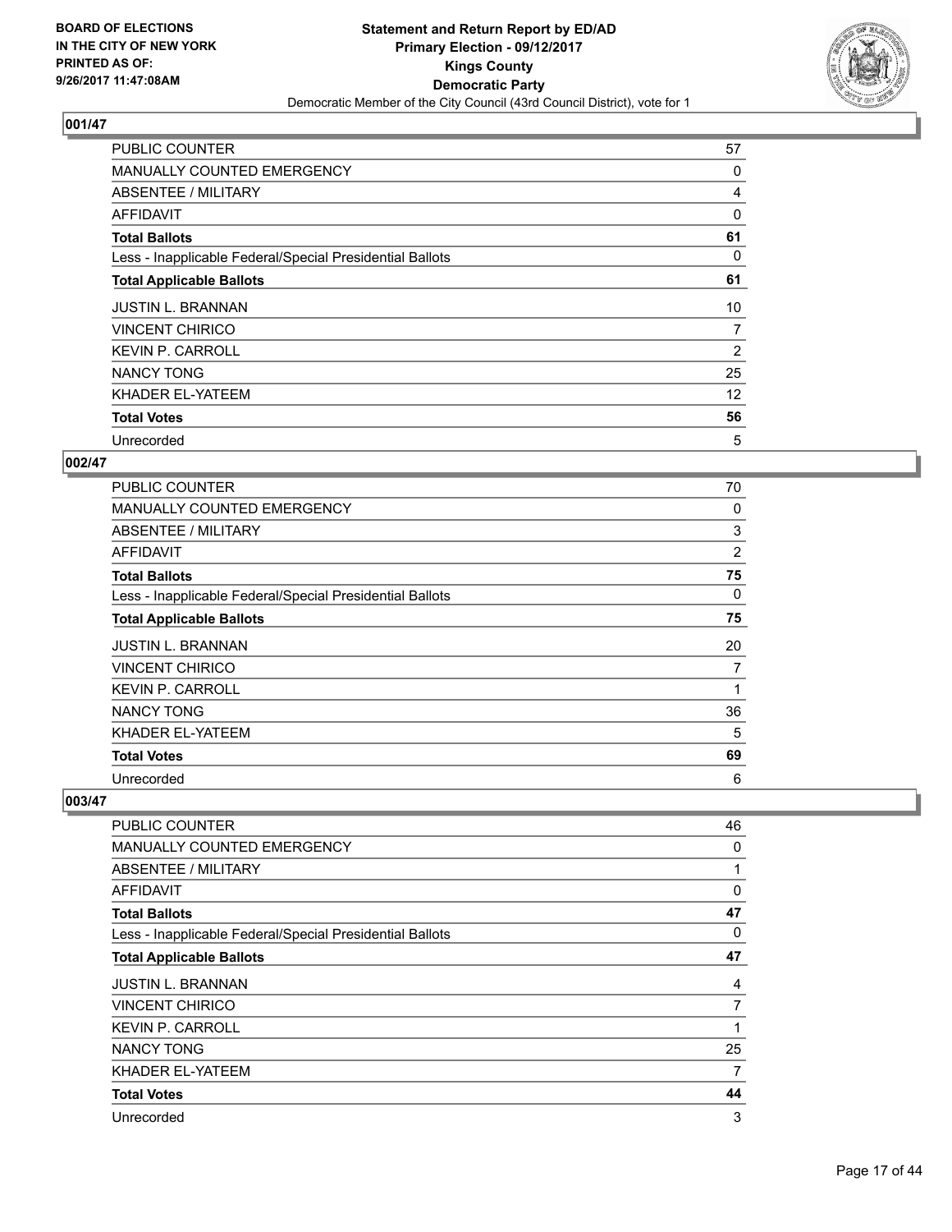BOARD OF ELECTIONS
IN THE CITY OF NEW YORK
PRINTED AS OF:
9/26/2017 11:47:08AM

**Statement and Return Report by ED/AD**
**Primary Election - 09/12/2017**
**Kings County**
**Democratic Party**
Democratic Member of the City Council (43rd Council District), vote for 1

### 001/47

| | |
|---|---|
| PUBLIC COUNTER | 57 |
| MANUALLY COUNTED EMERGENCY | 0 |
| ABSENTEE / MILITARY | 4 |
| AFFIDAVIT | 0 |
| **Total Ballots** | **61** |
| Less - Inapplicable Federal/Special Presidential Ballots | 0 |
| **Total Applicable Ballots** | **61** |
| JUSTIN L. BRANNAN | 10 |
| VINCENT CHIRICO | 7 |
| KEVIN P. CARROLL | 2 |
| NANCY TONG | 25 |
| KHADER EL-YATEEM | 12 |
| **Total Votes** | **56** |
| Unrecorded | 5 |

### 002/47

| | |
|---|---|
| PUBLIC COUNTER | 70 |
| MANUALLY COUNTED EMERGENCY | 0 |
| ABSENTEE / MILITARY | 3 |
| AFFIDAVIT | 2 |
| **Total Ballots** | **75** |
| Less - Inapplicable Federal/Special Presidential Ballots | 0 |
| **Total Applicable Ballots** | **75** |
| JUSTIN L. BRANNAN | 20 |
| VINCENT CHIRICO | 7 |
| KEVIN P. CARROLL | 1 |
| NANCY TONG | 36 |
| KHADER EL-YATEEM | 5 |
| **Total Votes** | **69** |
| Unrecorded | 6 |

### 003/47

| | |
|---|---|
| PUBLIC COUNTER | 46 |
| MANUALLY COUNTED EMERGENCY | 0 |
| ABSENTEE / MILITARY | 1 |
| AFFIDAVIT | 0 |
| **Total Ballots** | **47** |
| Less - Inapplicable Federal/Special Presidential Ballots | 0 |
| **Total Applicable Ballots** | **47** |
| JUSTIN L. BRANNAN | 4 |
| VINCENT CHIRICO | 7 |
| KEVIN P. CARROLL | 1 |
| NANCY TONG | 25 |
| KHADER EL-YATEEM | 7 |
| **Total Votes** | **44** |
| Unrecorded | 3 |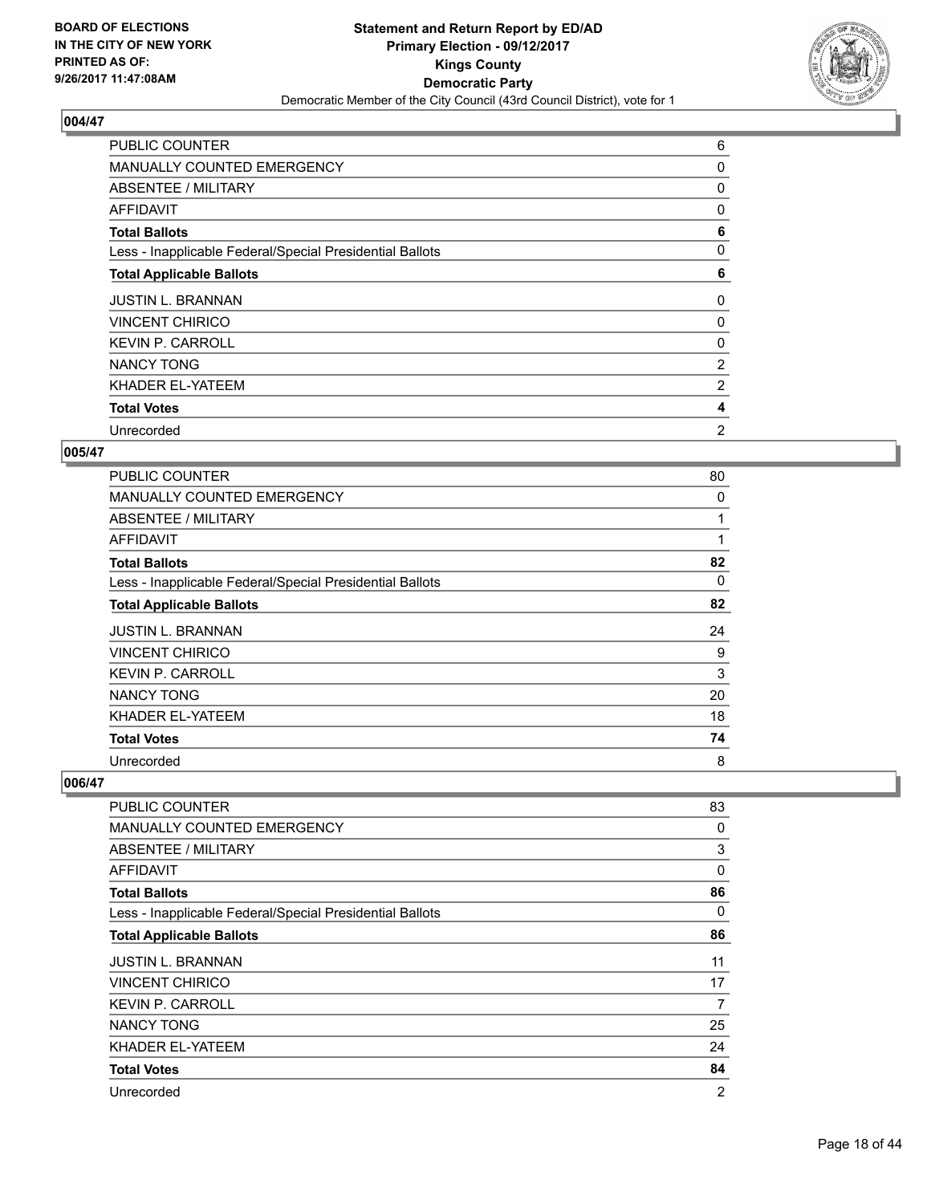BOARD OF ELECTIONS
IN THE CITY OF NEW YORK
PRINTED AS OF:
9/26/2017 11:47:08AM

**Statement and Return Report by ED/AD**
**Primary Election - 09/12/2017**
**Kings County**
**Democratic Party**
Democratic Member of the City Council (43rd Council District), vote for 1

### 004/47

| | |
|---|---|
| PUBLIC COUNTER | 6 |
| MANUALLY COUNTED EMERGENCY | 0 |
| ABSENTEE / MILITARY | 0 |
| AFFIDAVIT | 0 |
| **Total Ballots** | **6** |
| Less - Inapplicable Federal/Special Presidential Ballots | 0 |
| **Total Applicable Ballots** | **6** |
| JUSTIN L. BRANNAN | 0 |
| VINCENT CHIRICO | 0 |
| KEVIN P. CARROLL | 0 |
| NANCY TONG | 2 |
| KHADER EL-YATEEM | 2 |
| **Total Votes** | **4** |
| Unrecorded | 2 |

### 005/47

| | |
|---|---|
| PUBLIC COUNTER | 80 |
| MANUALLY COUNTED EMERGENCY | 0 |
| ABSENTEE / MILITARY | 1 |
| AFFIDAVIT | 1 |
| **Total Ballots** | **82** |
| Less - Inapplicable Federal/Special Presidential Ballots | 0 |
| **Total Applicable Ballots** | **82** |
| JUSTIN L. BRANNAN | 24 |
| VINCENT CHIRICO | 9 |
| KEVIN P. CARROLL | 3 |
| NANCY TONG | 20 |
| KHADER EL-YATEEM | 18 |
| **Total Votes** | **74** |
| Unrecorded | 8 |

### 006/47

| | |
|---|---|
| PUBLIC COUNTER | 83 |
| MANUALLY COUNTED EMERGENCY | 0 |
| ABSENTEE / MILITARY | 3 |
| AFFIDAVIT | 0 |
| **Total Ballots** | **86** |
| Less - Inapplicable Federal/Special Presidential Ballots | 0 |
| **Total Applicable Ballots** | **86** |
| JUSTIN L. BRANNAN | 11 |
| VINCENT CHIRICO | 17 |
| KEVIN P. CARROLL | 7 |
| NANCY TONG | 25 |
| KHADER EL-YATEEM | 24 |
| **Total Votes** | **84** |
| Unrecorded | 2 |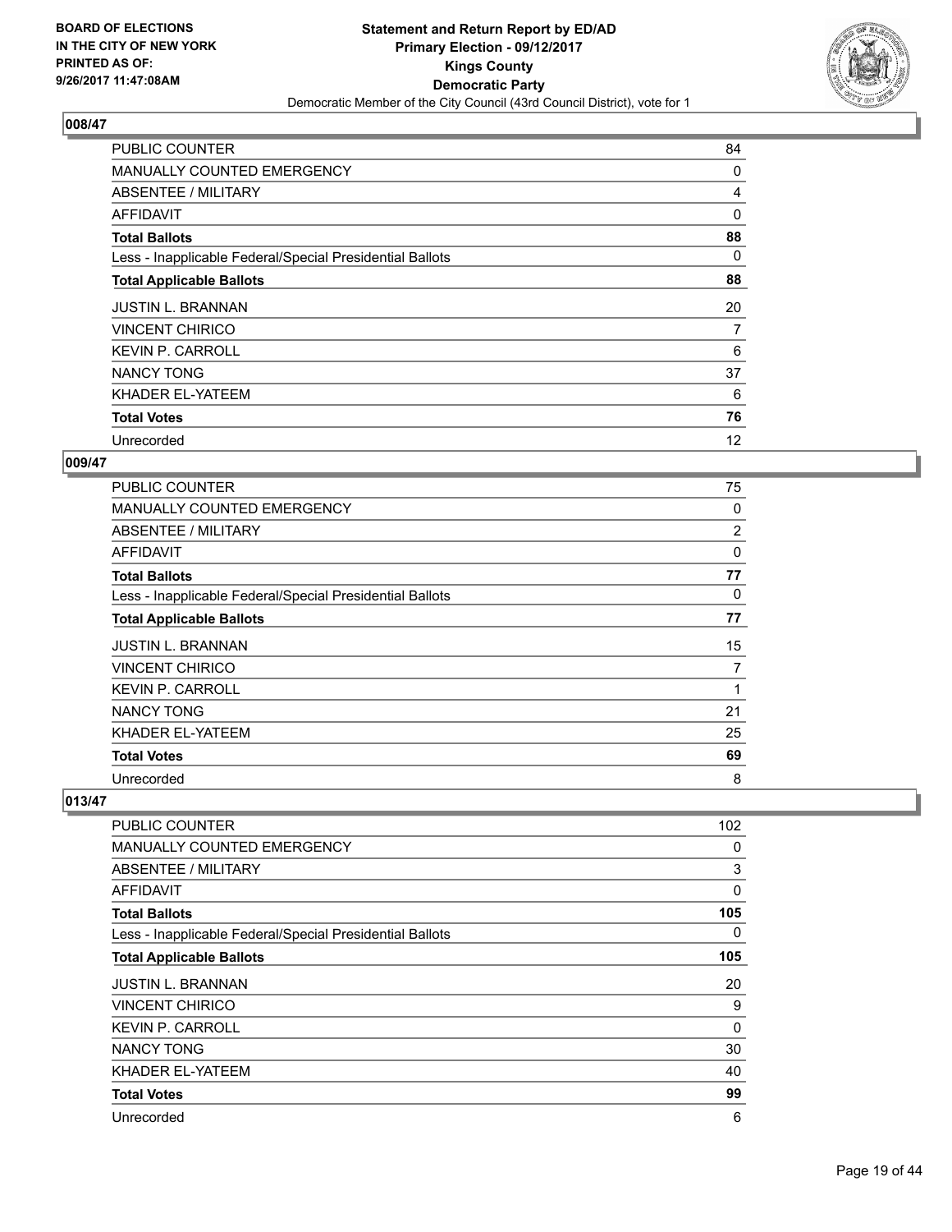**Statement and Return Report by ED/AD**
**Primary Election - 09/12/2017**
**Kings County**
**Democratic Party**
Democratic Member of the City Council (43rd Council District), vote for 1

BOARD OF ELECTIONS
IN THE CITY OF NEW YORK
PRINTED AS OF:
9/26/2017 11:47:08AM

## 008/47

| | |
|---|---|
| PUBLIC COUNTER | 84 |
| MANUALLY COUNTED EMERGENCY | 0 |
| ABSENTEE / MILITARY | 4 |
| AFFIDAVIT | 0 |
| **Total Ballots** | **88** |
| Less - Inapplicable Federal/Special Presidential Ballots | 0 |
| **Total Applicable Ballots** | **88** |
| JUSTIN L. BRANNAN | 20 |
| VINCENT CHIRICO | 7 |
| KEVIN P. CARROLL | 6 |
| NANCY TONG | 37 |
| KHADER EL-YATEEM | 6 |
| **Total Votes** | **76** |
| Unrecorded | 12 |

## 009/47

| | |
|---|---|
| PUBLIC COUNTER | 75 |
| MANUALLY COUNTED EMERGENCY | 0 |
| ABSENTEE / MILITARY | 2 |
| AFFIDAVIT | 0 |
| **Total Ballots** | **77** |
| Less - Inapplicable Federal/Special Presidential Ballots | 0 |
| **Total Applicable Ballots** | **77** |
| JUSTIN L. BRANNAN | 15 |
| VINCENT CHIRICO | 7 |
| KEVIN P. CARROLL | 1 |
| NANCY TONG | 21 |
| KHADER EL-YATEEM | 25 |
| **Total Votes** | **69** |
| Unrecorded | 8 |

## 013/47

| | |
|---|---|
| PUBLIC COUNTER | 102 |
| MANUALLY COUNTED EMERGENCY | 0 |
| ABSENTEE / MILITARY | 3 |
| AFFIDAVIT | 0 |
| **Total Ballots** | **105** |
| Less - Inapplicable Federal/Special Presidential Ballots | 0 |
| **Total Applicable Ballots** | **105** |
| JUSTIN L. BRANNAN | 20 |
| VINCENT CHIRICO | 9 |
| KEVIN P. CARROLL | 0 |
| NANCY TONG | 30 |
| KHADER EL-YATEEM | 40 |
| **Total Votes** | **99** |
| Unrecorded | 6 |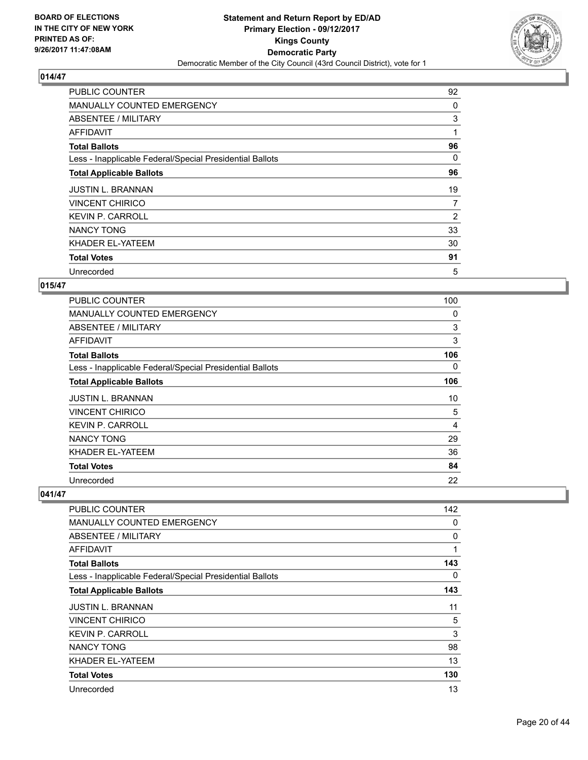**BOARD OF ELECTIONS IN THE CITY OF NEW YORK PRINTED AS OF: 9/26/2017 11:47:08AM**

**Statement and Return Report by ED/AD**
**Primary Election - 09/12/2017**
**Kings County**
**Democratic Party**
Democratic Member of the City Council (43rd Council District), vote for 1

## 014/47

| | |
|---|---|
| PUBLIC COUNTER | 92 |
| MANUALLY COUNTED EMERGENCY | 0 |
| ABSENTEE / MILITARY | 3 |
| AFFIDAVIT | 1 |
| **Total Ballots** | **96** |
| Less - Inapplicable Federal/Special Presidential Ballots | 0 |
| **Total Applicable Ballots** | **96** |
| JUSTIN L. BRANNAN | 19 |
| VINCENT CHIRICO | 7 |
| KEVIN P. CARROLL | 2 |
| NANCY TONG | 33 |
| KHADER EL-YATEEM | 30 |
| **Total Votes** | **91** |
| Unrecorded | 5 |

## 015/47

| | |
|---|---|
| PUBLIC COUNTER | 100 |
| MANUALLY COUNTED EMERGENCY | 0 |
| ABSENTEE / MILITARY | 3 |
| AFFIDAVIT | 3 |
| **Total Ballots** | **106** |
| Less - Inapplicable Federal/Special Presidential Ballots | 0 |
| **Total Applicable Ballots** | **106** |
| JUSTIN L. BRANNAN | 10 |
| VINCENT CHIRICO | 5 |
| KEVIN P. CARROLL | 4 |
| NANCY TONG | 29 |
| KHADER EL-YATEEM | 36 |
| **Total Votes** | **84** |
| Unrecorded | 22 |

## 041/47

| | |
|---|---|
| PUBLIC COUNTER | 142 |
| MANUALLY COUNTED EMERGENCY | 0 |
| ABSENTEE / MILITARY | 0 |
| AFFIDAVIT | 1 |
| **Total Ballots** | **143** |
| Less - Inapplicable Federal/Special Presidential Ballots | 0 |
| **Total Applicable Ballots** | **143** |
| JUSTIN L. BRANNAN | 11 |
| VINCENT CHIRICO | 5 |
| KEVIN P. CARROLL | 3 |
| NANCY TONG | 98 |
| KHADER EL-YATEEM | 13 |
| **Total Votes** | **130** |
| Unrecorded | 13 |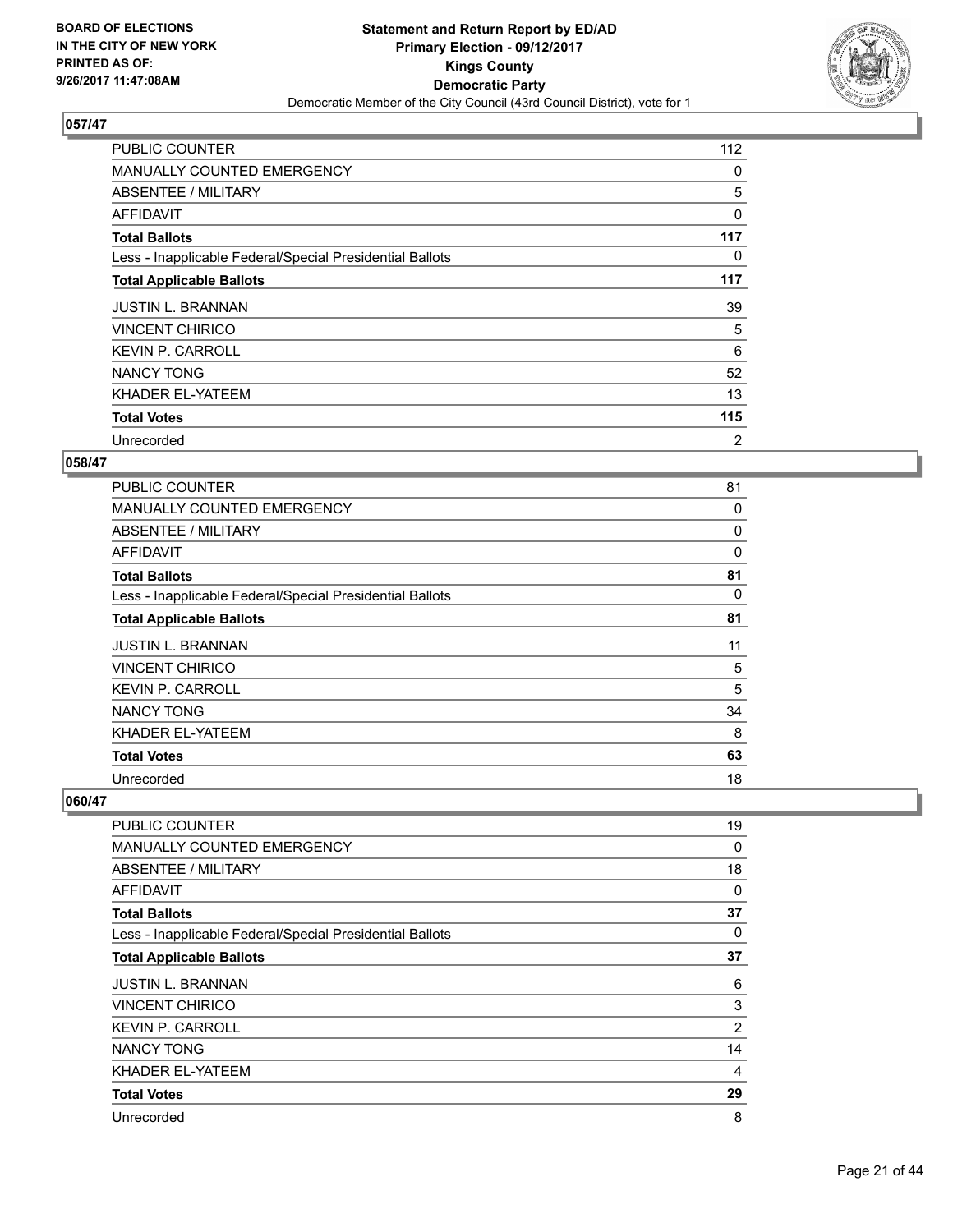BOARD OF ELECTIONS
IN THE CITY OF NEW YORK
PRINTED AS OF:
9/26/2017 11:47:08AM

**Statement and Return Report by ED/AD**
**Primary Election - 09/12/2017**
**Kings County**
**Democratic Party**
Democratic Member of the City Council (43rd Council District), vote for 1

### 057/47

| | |
|---|---|
| PUBLIC COUNTER | 112 |
| MANUALLY COUNTED EMERGENCY | 0 |
| ABSENTEE / MILITARY | 5 |
| AFFIDAVIT | 0 |
| **Total Ballots** | **117** |
| Less - Inapplicable Federal/Special Presidential Ballots | 0 |
| **Total Applicable Ballots** | **117** |
| JUSTIN L. BRANNAN | 39 |
| VINCENT CHIRICO | 5 |
| KEVIN P. CARROLL | 6 |
| NANCY TONG | 52 |
| KHADER EL-YATEEM | 13 |
| **Total Votes** | **115** |
| Unrecorded | 2 |

### 058/47

| | |
|---|---|
| PUBLIC COUNTER | 81 |
| MANUALLY COUNTED EMERGENCY | 0 |
| ABSENTEE / MILITARY | 0 |
| AFFIDAVIT | 0 |
| **Total Ballots** | **81** |
| Less - Inapplicable Federal/Special Presidential Ballots | 0 |
| **Total Applicable Ballots** | **81** |
| JUSTIN L. BRANNAN | 11 |
| VINCENT CHIRICO | 5 |
| KEVIN P. CARROLL | 5 |
| NANCY TONG | 34 |
| KHADER EL-YATEEM | 8 |
| **Total Votes** | **63** |
| Unrecorded | 18 |

### 060/47

| | |
|---|---|
| PUBLIC COUNTER | 19 |
| MANUALLY COUNTED EMERGENCY | 0 |
| ABSENTEE / MILITARY | 18 |
| AFFIDAVIT | 0 |
| **Total Ballots** | **37** |
| Less - Inapplicable Federal/Special Presidential Ballots | 0 |
| **Total Applicable Ballots** | **37** |
| JUSTIN L. BRANNAN | 6 |
| VINCENT CHIRICO | 3 |
| KEVIN P. CARROLL | 2 |
| NANCY TONG | 14 |
| KHADER EL-YATEEM | 4 |
| **Total Votes** | **29** |
| Unrecorded | 8 |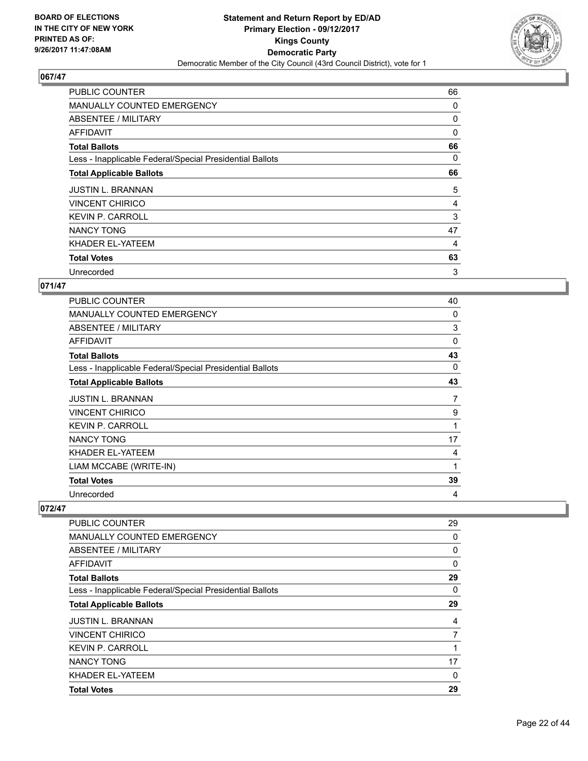**BOARD OF ELECTIONS IN THE CITY OF NEW YORK PRINTED AS OF: 9/26/2017 11:47:08AM**

**Statement and Return Report by ED/AD Primary Election - 09/12/2017 Kings County Democratic Party**
Democratic Member of the City Council (43rd Council District), vote for 1

## 067/47

| | |
|---|---|
| PUBLIC COUNTER | 66 |
| MANUALLY COUNTED EMERGENCY | 0 |
| ABSENTEE / MILITARY | 0 |
| AFFIDAVIT | 0 |
| **Total Ballots** | **66** |
| Less - Inapplicable Federal/Special Presidential Ballots | 0 |
| **Total Applicable Ballots** | **66** |
| JUSTIN L. BRANNAN | 5 |
| VINCENT CHIRICO | 4 |
| KEVIN P. CARROLL | 3 |
| NANCY TONG | 47 |
| KHADER EL-YATEEM | 4 |
| **Total Votes** | **63** |
| Unrecorded | 3 |

## 071/47

| | |
|---|---|
| PUBLIC COUNTER | 40 |
| MANUALLY COUNTED EMERGENCY | 0 |
| ABSENTEE / MILITARY | 3 |
| AFFIDAVIT | 0 |
| **Total Ballots** | **43** |
| Less - Inapplicable Federal/Special Presidential Ballots | 0 |
| **Total Applicable Ballots** | **43** |
| JUSTIN L. BRANNAN | 7 |
| VINCENT CHIRICO | 9 |
| KEVIN P. CARROLL | 1 |
| NANCY TONG | 17 |
| KHADER EL-YATEEM | 4 |
| LIAM MCCABE (WRITE-IN) | 1 |
| **Total Votes** | **39** |
| Unrecorded | 4 |

## 072/47

| | |
|---|---|
| PUBLIC COUNTER | 29 |
| MANUALLY COUNTED EMERGENCY | 0 |
| ABSENTEE / MILITARY | 0 |
| AFFIDAVIT | 0 |
| **Total Ballots** | **29** |
| Less - Inapplicable Federal/Special Presidential Ballots | 0 |
| **Total Applicable Ballots** | **29** |
| JUSTIN L. BRANNAN | 4 |
| VINCENT CHIRICO | 7 |
| KEVIN P. CARROLL | 1 |
| NANCY TONG | 17 |
| KHADER EL-YATEEM | 0 |
| **Total Votes** | **29** |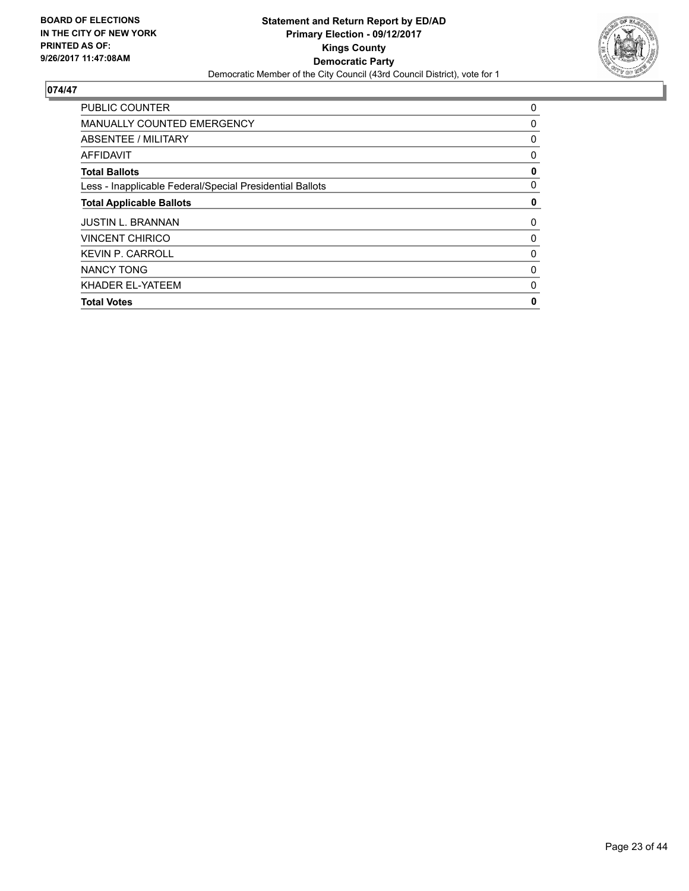**BOARD OF ELECTIONS IN THE CITY OF NEW YORK PRINTED AS OF: 9/26/2017 11:47:08AM**

# Statement and Return Report by ED/AD
## Primary Election - 09/12/2017
## Kings County
## Democratic Party

Democratic Member of the City Council (43rd Council District), vote for 1

### 074/47

| | |
|---|---|
| PUBLIC COUNTER | 0 |
| MANUALLY COUNTED EMERGENCY | 0 |
| ABSENTEE / MILITARY | 0 |
| AFFIDAVIT | 0 |
| **Total Ballots** | **0** |
| Less - Inapplicable Federal/Special Presidential Ballots | 0 |
| **Total Applicable Ballots** | **0** |
| JUSTIN L. BRANNAN | 0 |
| VINCENT CHIRICO | 0 |
| KEVIN P. CARROLL | 0 |
| NANCY TONG | 0 |
| KHADER EL-YATEEM | 0 |
| **Total Votes** | **0** |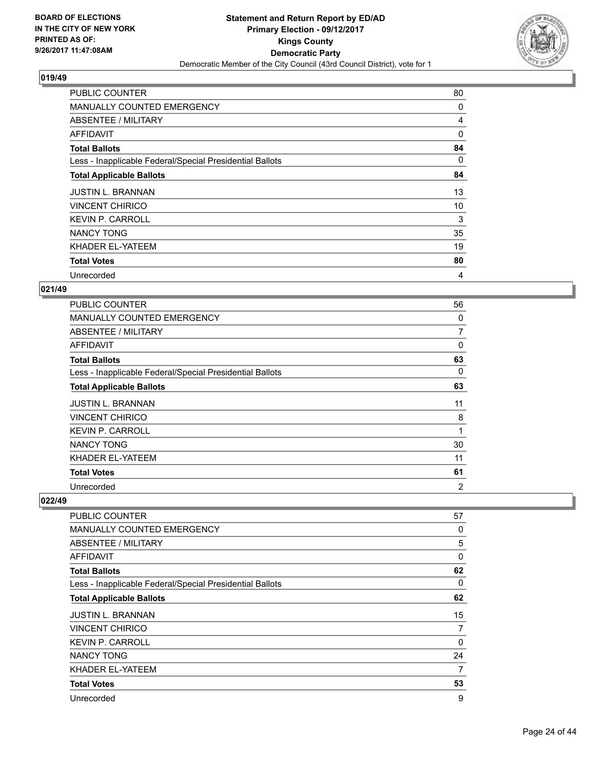**Statement and Return Report by ED/AD**
**Primary Election - 09/12/2017**
**Kings County**
**Democratic Party**
Democratic Member of the City Council (43rd Council District), vote for 1

BOARD OF ELECTIONS IN THE CITY OF NEW YORK PRINTED AS OF: 9/26/2017 11:47:08AM

## 019/49

| | |
|---|---|
| PUBLIC COUNTER | 80 |
| MANUALLY COUNTED EMERGENCY | 0 |
| ABSENTEE / MILITARY | 4 |
| AFFIDAVIT | 0 |
| **Total Ballots** | **84** |
| Less - Inapplicable Federal/Special Presidential Ballots | 0 |
| **Total Applicable Ballots** | **84** |
| JUSTIN L. BRANNAN | 13 |
| VINCENT CHIRICO | 10 |
| KEVIN P. CARROLL | 3 |
| NANCY TONG | 35 |
| KHADER EL-YATEEM | 19 |
| **Total Votes** | **80** |
| Unrecorded | 4 |

## 021/49

| | |
|---|---|
| PUBLIC COUNTER | 56 |
| MANUALLY COUNTED EMERGENCY | 0 |
| ABSENTEE / MILITARY | 7 |
| AFFIDAVIT | 0 |
| **Total Ballots** | **63** |
| Less - Inapplicable Federal/Special Presidential Ballots | 0 |
| **Total Applicable Ballots** | **63** |
| JUSTIN L. BRANNAN | 11 |
| VINCENT CHIRICO | 8 |
| KEVIN P. CARROLL | 1 |
| NANCY TONG | 30 |
| KHADER EL-YATEEM | 11 |
| **Total Votes** | **61** |
| Unrecorded | 2 |

## 022/49

| | |
|---|---|
| PUBLIC COUNTER | 57 |
| MANUALLY COUNTED EMERGENCY | 0 |
| ABSENTEE / MILITARY | 5 |
| AFFIDAVIT | 0 |
| **Total Ballots** | **62** |
| Less - Inapplicable Federal/Special Presidential Ballots | 0 |
| **Total Applicable Ballots** | **62** |
| JUSTIN L. BRANNAN | 15 |
| VINCENT CHIRICO | 7 |
| KEVIN P. CARROLL | 0 |
| NANCY TONG | 24 |
| KHADER EL-YATEEM | 7 |
| **Total Votes** | **53** |
| Unrecorded | 9 |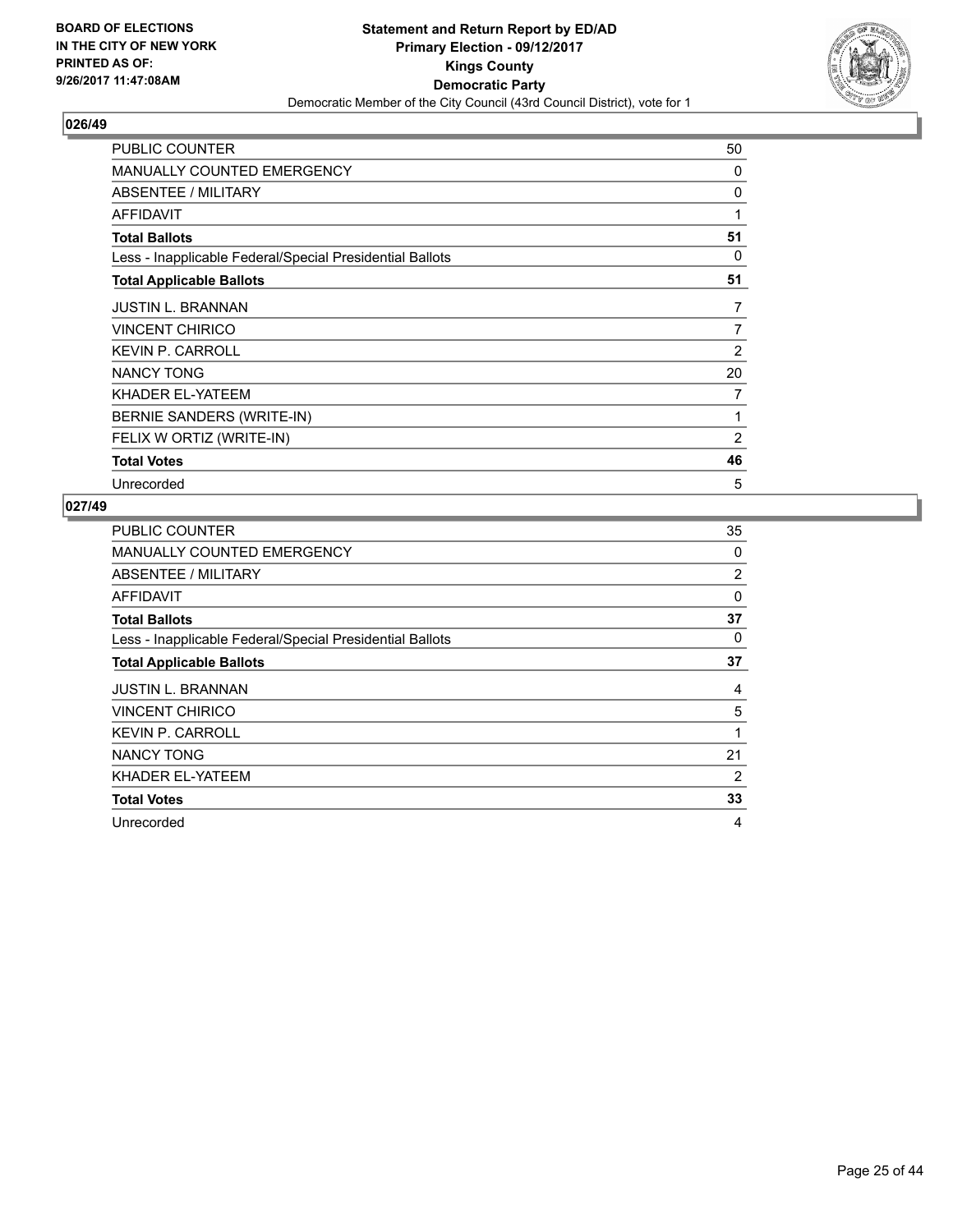**BOARD OF ELECTIONS IN THE CITY OF NEW YORK PRINTED AS OF: 9/26/2017 11:47:08AM**

# Statement and Return Report by ED/AD
## Primary Election - 09/12/2017
## Kings County
## Democratic Party
### Democratic Member of the City Council (43rd Council District), vote for 1

## 026/49

| | |
|---|---|
| PUBLIC COUNTER | 50 |
| MANUALLY COUNTED EMERGENCY | 0 |
| ABSENTEE / MILITARY | 0 |
| AFFIDAVIT | 1 |
| **Total Ballots** | **51** |
| Less - Inapplicable Federal/Special Presidential Ballots | 0 |
| **Total Applicable Ballots** | **51** |
| JUSTIN L. BRANNAN | 7 |
| VINCENT CHIRICO | 7 |
| KEVIN P. CARROLL | 2 |
| NANCY TONG | 20 |
| KHADER EL-YATEEM | 7 |
| BERNIE SANDERS (WRITE-IN) | 1 |
| FELIX W ORTIZ (WRITE-IN) | 2 |
| **Total Votes** | **46** |
| Unrecorded | 5 |

## 027/49

| | |
|---|---|
| PUBLIC COUNTER | 35 |
| MANUALLY COUNTED EMERGENCY | 0 |
| ABSENTEE / MILITARY | 2 |
| AFFIDAVIT | 0 |
| **Total Ballots** | **37** |
| Less - Inapplicable Federal/Special Presidential Ballots | 0 |
| **Total Applicable Ballots** | **37** |
| JUSTIN L. BRANNAN | 4 |
| VINCENT CHIRICO | 5 |
| KEVIN P. CARROLL | 1 |
| NANCY TONG | 21 |
| KHADER EL-YATEEM | 2 |
| **Total Votes** | **33** |
| Unrecorded | 4 |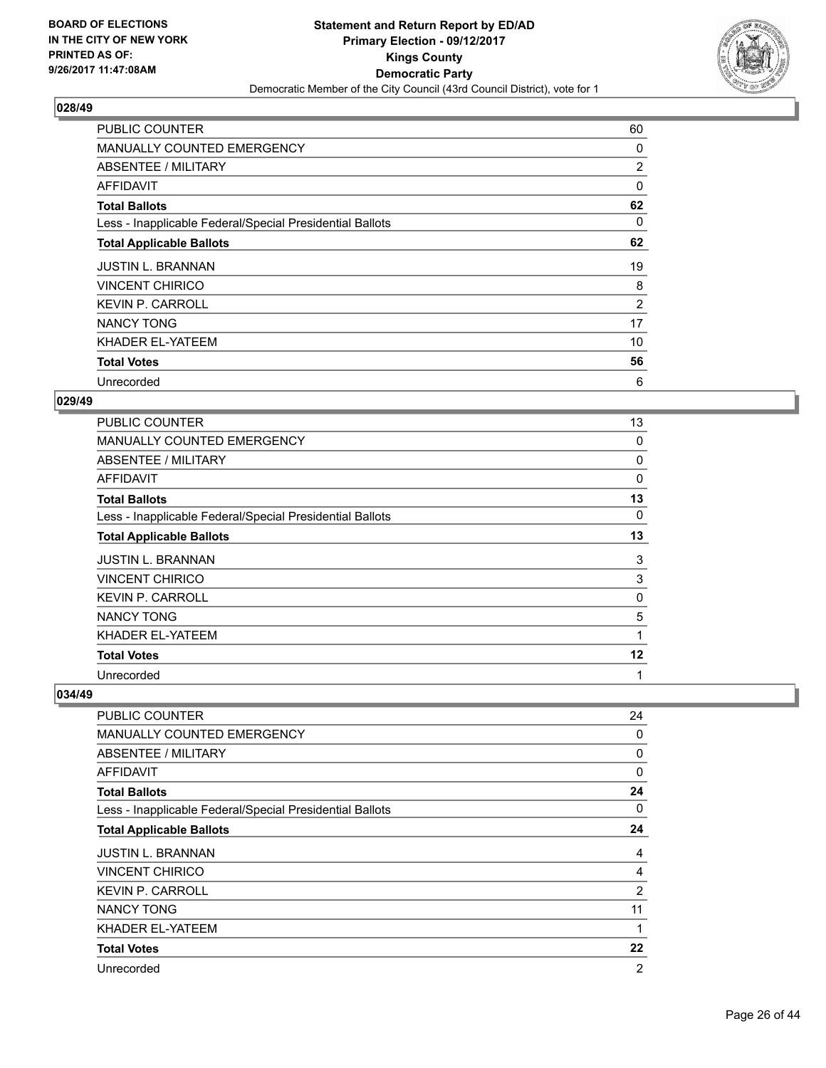**BOARD OF ELECTIONS IN THE CITY OF NEW YORK PRINTED AS OF: 9/26/2017 11:47:08AM**

**Statement and Return Report by ED/AD**
**Primary Election - 09/12/2017**
**Kings County**
**Democratic Party**
Democratic Member of the City Council (43rd Council District), vote for 1

### 028/49

| | |
|---|---|
| PUBLIC COUNTER | 60 |
| MANUALLY COUNTED EMERGENCY | 0 |
| ABSENTEE / MILITARY | 2 |
| AFFIDAVIT | 0 |
| **Total Ballots** | **62** |
| Less - Inapplicable Federal/Special Presidential Ballots | 0 |
| **Total Applicable Ballots** | **62** |
| JUSTIN L. BRANNAN | 19 |
| VINCENT CHIRICO | 8 |
| KEVIN P. CARROLL | 2 |
| NANCY TONG | 17 |
| KHADER EL-YATEEM | 10 |
| **Total Votes** | **56** |
| Unrecorded | 6 |

### 029/49

| | |
|---|---|
| PUBLIC COUNTER | 13 |
| MANUALLY COUNTED EMERGENCY | 0 |
| ABSENTEE / MILITARY | 0 |
| AFFIDAVIT | 0 |
| **Total Ballots** | **13** |
| Less - Inapplicable Federal/Special Presidential Ballots | 0 |
| **Total Applicable Ballots** | **13** |
| JUSTIN L. BRANNAN | 3 |
| VINCENT CHIRICO | 3 |
| KEVIN P. CARROLL | 0 |
| NANCY TONG | 5 |
| KHADER EL-YATEEM | 1 |
| **Total Votes** | **12** |
| Unrecorded | 1 |

### 034/49

| | |
|---|---|
| PUBLIC COUNTER | 24 |
| MANUALLY COUNTED EMERGENCY | 0 |
| ABSENTEE / MILITARY | 0 |
| AFFIDAVIT | 0 |
| **Total Ballots** | **24** |
| Less - Inapplicable Federal/Special Presidential Ballots | 0 |
| **Total Applicable Ballots** | **24** |
| JUSTIN L. BRANNAN | 4 |
| VINCENT CHIRICO | 4 |
| KEVIN P. CARROLL | 2 |
| NANCY TONG | 11 |
| KHADER EL-YATEEM | 1 |
| **Total Votes** | **22** |
| Unrecorded | 2 |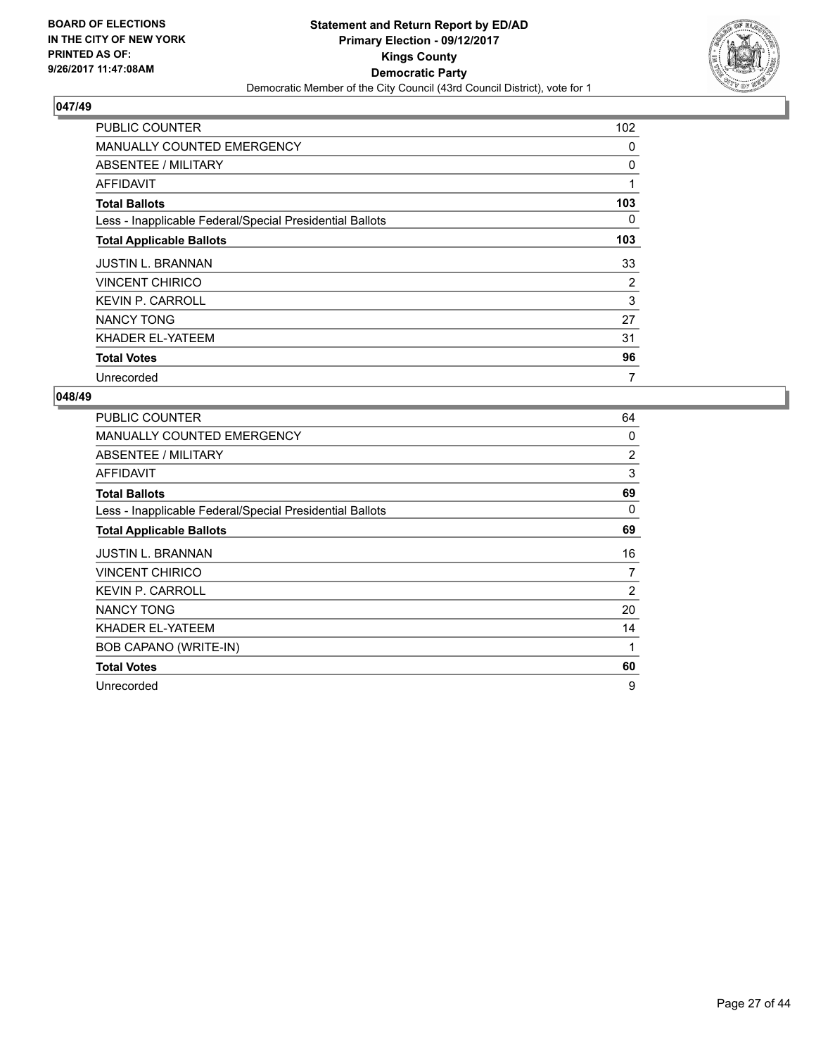BOARD OF ELECTIONS
IN THE CITY OF NEW YORK
PRINTED AS OF:
9/26/2017 11:47:08AM

**Statement and Return Report by ED/AD**
**Primary Election - 09/12/2017**
**Kings County**
**Democratic Party**
Democratic Member of the City Council (43rd Council District), vote for 1

## 047/49

| | |
|---|---|
| PUBLIC COUNTER | 102 |
| MANUALLY COUNTED EMERGENCY | 0 |
| ABSENTEE / MILITARY | 0 |
| AFFIDAVIT | 1 |
| **Total Ballots** | **103** |
| Less - Inapplicable Federal/Special Presidential Ballots | 0 |
| **Total Applicable Ballots** | **103** |
| JUSTIN L. BRANNAN | 33 |
| VINCENT CHIRICO | 2 |
| KEVIN P. CARROLL | 3 |
| NANCY TONG | 27 |
| KHADER EL-YATEEM | 31 |
| **Total Votes** | **96** |
| Unrecorded | 7 |

## 048/49

| | |
|---|---|
| PUBLIC COUNTER | 64 |
| MANUALLY COUNTED EMERGENCY | 0 |
| ABSENTEE / MILITARY | 2 |
| AFFIDAVIT | 3 |
| **Total Ballots** | **69** |
| Less - Inapplicable Federal/Special Presidential Ballots | 0 |
| **Total Applicable Ballots** | **69** |
| JUSTIN L. BRANNAN | 16 |
| VINCENT CHIRICO | 7 |
| KEVIN P. CARROLL | 2 |
| NANCY TONG | 20 |
| KHADER EL-YATEEM | 14 |
| BOB CAPANO (WRITE-IN) | 1 |
| **Total Votes** | **60** |
| Unrecorded | 9 |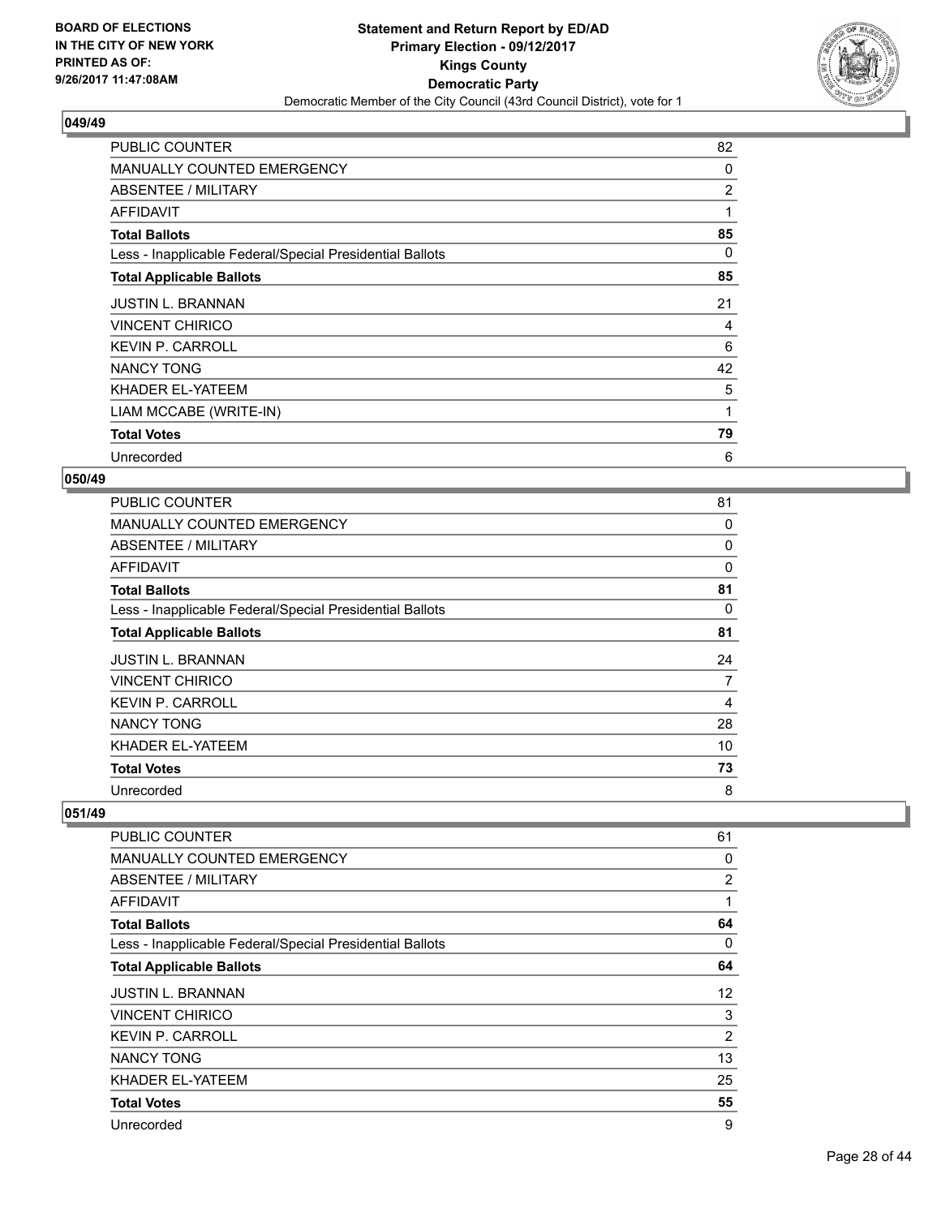## 049/49

| | |
|---|---|
| PUBLIC COUNTER | 82 |
| MANUALLY COUNTED EMERGENCY | 0 |
| ABSENTEE / MILITARY | 2 |
| AFFIDAVIT | 1 |
| **Total Ballots** | **85** |
| Less - Inapplicable Federal/Special Presidential Ballots | 0 |
| **Total Applicable Ballots** | **85** |
| JUSTIN L. BRANNAN | 21 |
| VINCENT CHIRICO | 4 |
| KEVIN P. CARROLL | 6 |
| NANCY TONG | 42 |
| KHADER EL-YATEEM | 5 |
| LIAM MCCABE (WRITE-IN) | 1 |
| **Total Votes** | **79** |
| Unrecorded | 6 |

## 050/49

| | |
|---|---|
| PUBLIC COUNTER | 81 |
| MANUALLY COUNTED EMERGENCY | 0 |
| ABSENTEE / MILITARY | 0 |
| AFFIDAVIT | 0 |
| **Total Ballots** | **81** |
| Less - Inapplicable Federal/Special Presidential Ballots | 0 |
| **Total Applicable Ballots** | **81** |
| JUSTIN L. BRANNAN | 24 |
| VINCENT CHIRICO | 7 |
| KEVIN P. CARROLL | 4 |
| NANCY TONG | 28 |
| KHADER EL-YATEEM | 10 |
| **Total Votes** | **73** |
| Unrecorded | 8 |

## 051/49

| | |
|---|---|
| PUBLIC COUNTER | 61 |
| MANUALLY COUNTED EMERGENCY | 0 |
| ABSENTEE / MILITARY | 2 |
| AFFIDAVIT | 1 |
| **Total Ballots** | **64** |
| Less - Inapplicable Federal/Special Presidential Ballots | 0 |
| **Total Applicable Ballots** | **64** |
| JUSTIN L. BRANNAN | 12 |
| VINCENT CHIRICO | 3 |
| KEVIN P. CARROLL | 2 |
| NANCY TONG | 13 |
| KHADER EL-YATEEM | 25 |
| **Total Votes** | **55** |
| Unrecorded | 9 |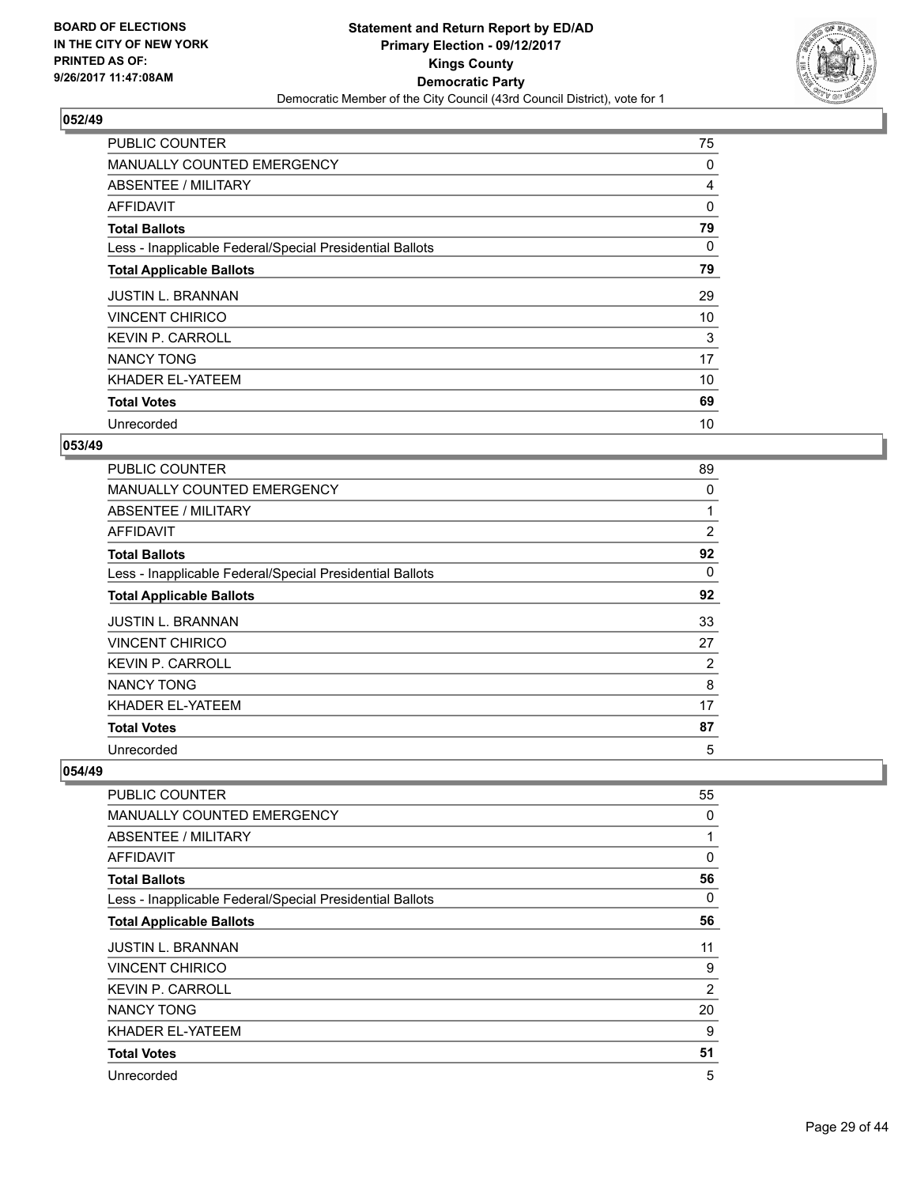**BOARD OF ELECTIONS IN THE CITY OF NEW YORK PRINTED AS OF: 9/26/2017 11:47:08AM**

**Statement and Return Report by ED/AD**
**Primary Election - 09/12/2017**
**Kings County**
**Democratic Party**
Democratic Member of the City Council (43rd Council District), vote for 1

### 052/49

| | |
|---|---|
| PUBLIC COUNTER | 75 |
| MANUALLY COUNTED EMERGENCY | 0 |
| ABSENTEE / MILITARY | 4 |
| AFFIDAVIT | 0 |
| **Total Ballots** | **79** |
| Less - Inapplicable Federal/Special Presidential Ballots | 0 |
| **Total Applicable Ballots** | **79** |
| JUSTIN L. BRANNAN | 29 |
| VINCENT CHIRICO | 10 |
| KEVIN P. CARROLL | 3 |
| NANCY TONG | 17 |
| KHADER EL-YATEEM | 10 |
| **Total Votes** | **69** |
| Unrecorded | 10 |

### 053/49

| | |
|---|---|
| PUBLIC COUNTER | 89 |
| MANUALLY COUNTED EMERGENCY | 0 |
| ABSENTEE / MILITARY | 1 |
| AFFIDAVIT | 2 |
| **Total Ballots** | **92** |
| Less - Inapplicable Federal/Special Presidential Ballots | 0 |
| **Total Applicable Ballots** | **92** |
| JUSTIN L. BRANNAN | 33 |
| VINCENT CHIRICO | 27 |
| KEVIN P. CARROLL | 2 |
| NANCY TONG | 8 |
| KHADER EL-YATEEM | 17 |
| **Total Votes** | **87** |
| Unrecorded | 5 |

### 054/49

| | |
|---|---|
| PUBLIC COUNTER | 55 |
| MANUALLY COUNTED EMERGENCY | 0 |
| ABSENTEE / MILITARY | 1 |
| AFFIDAVIT | 0 |
| **Total Ballots** | **56** |
| Less - Inapplicable Federal/Special Presidential Ballots | 0 |
| **Total Applicable Ballots** | **56** |
| JUSTIN L. BRANNAN | 11 |
| VINCENT CHIRICO | 9 |
| KEVIN P. CARROLL | 2 |
| NANCY TONG | 20 |
| KHADER EL-YATEEM | 9 |
| **Total Votes** | **51** |
| Unrecorded | 5 |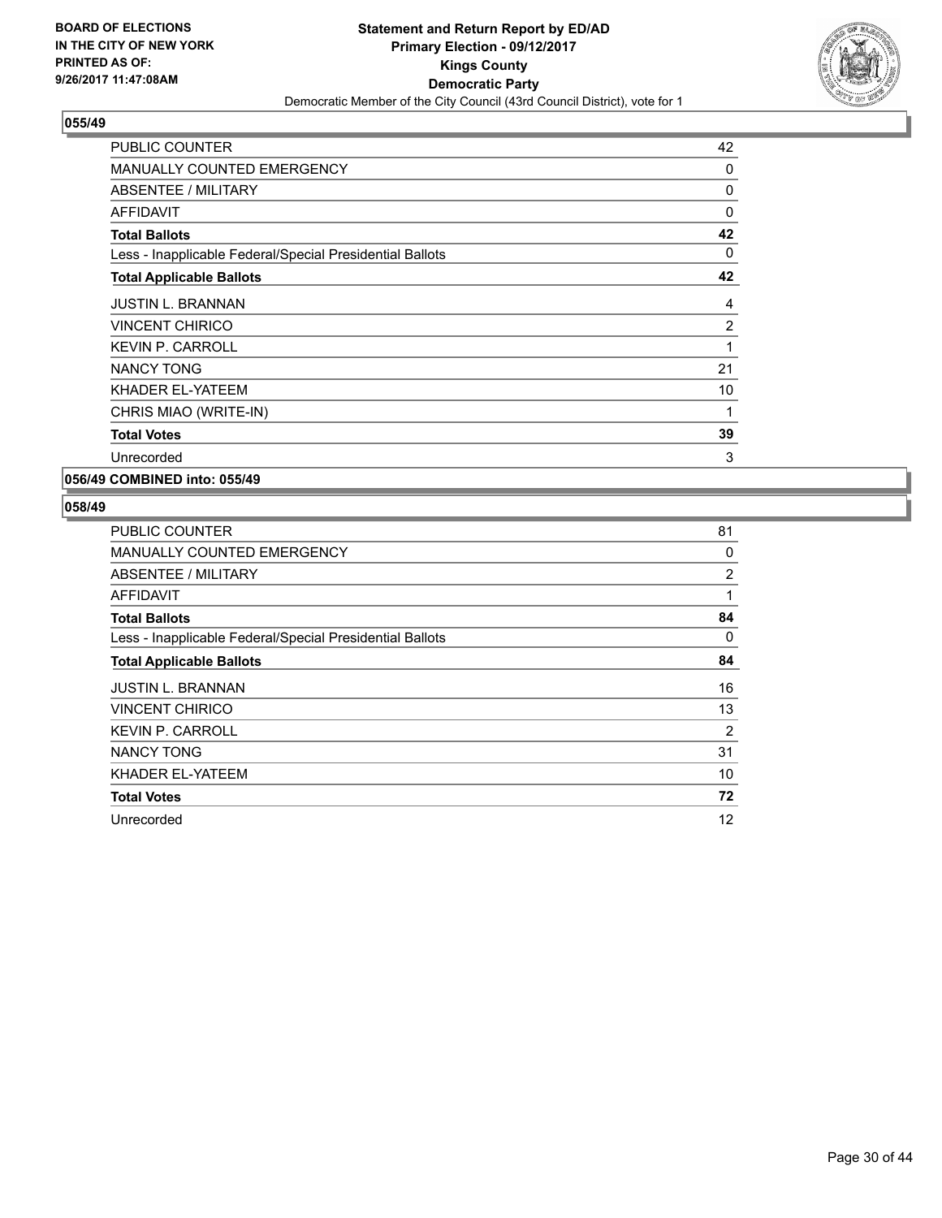BOARD OF ELECTIONS
IN THE CITY OF NEW YORK
PRINTED AS OF:
9/26/2017 11:47:08AM

**Statement and Return Report by ED/AD**
**Primary Election - 09/12/2017**
**Kings County**
**Democratic Party**
Democratic Member of the City Council (43rd Council District), vote for 1

### 055/49

| | |
|---|---|
| PUBLIC COUNTER | 42 |
| MANUALLY COUNTED EMERGENCY | 0 |
| ABSENTEE / MILITARY | 0 |
| AFFIDAVIT | 0 |
| **Total Ballots** | **42** |
| Less - Inapplicable Federal/Special Presidential Ballots | 0 |
| **Total Applicable Ballots** | **42** |
| JUSTIN L. BRANNAN | 4 |
| VINCENT CHIRICO | 2 |
| KEVIN P. CARROLL | 1 |
| NANCY TONG | 21 |
| KHADER EL-YATEEM | 10 |
| CHRIS MIAO (WRITE-IN) | 1 |
| **Total Votes** | **39** |
| Unrecorded | 3 |

### 056/49 COMBINED into: 055/49

### 058/49

| | |
|---|---|
| PUBLIC COUNTER | 81 |
| MANUALLY COUNTED EMERGENCY | 0 |
| ABSENTEE / MILITARY | 2 |
| AFFIDAVIT | 1 |
| **Total Ballots** | **84** |
| Less - Inapplicable Federal/Special Presidential Ballots | 0 |
| **Total Applicable Ballots** | **84** |
| JUSTIN L. BRANNAN | 16 |
| VINCENT CHIRICO | 13 |
| KEVIN P. CARROLL | 2 |
| NANCY TONG | 31 |
| KHADER EL-YATEEM | 10 |
| **Total Votes** | **72** |
| Unrecorded | 12 |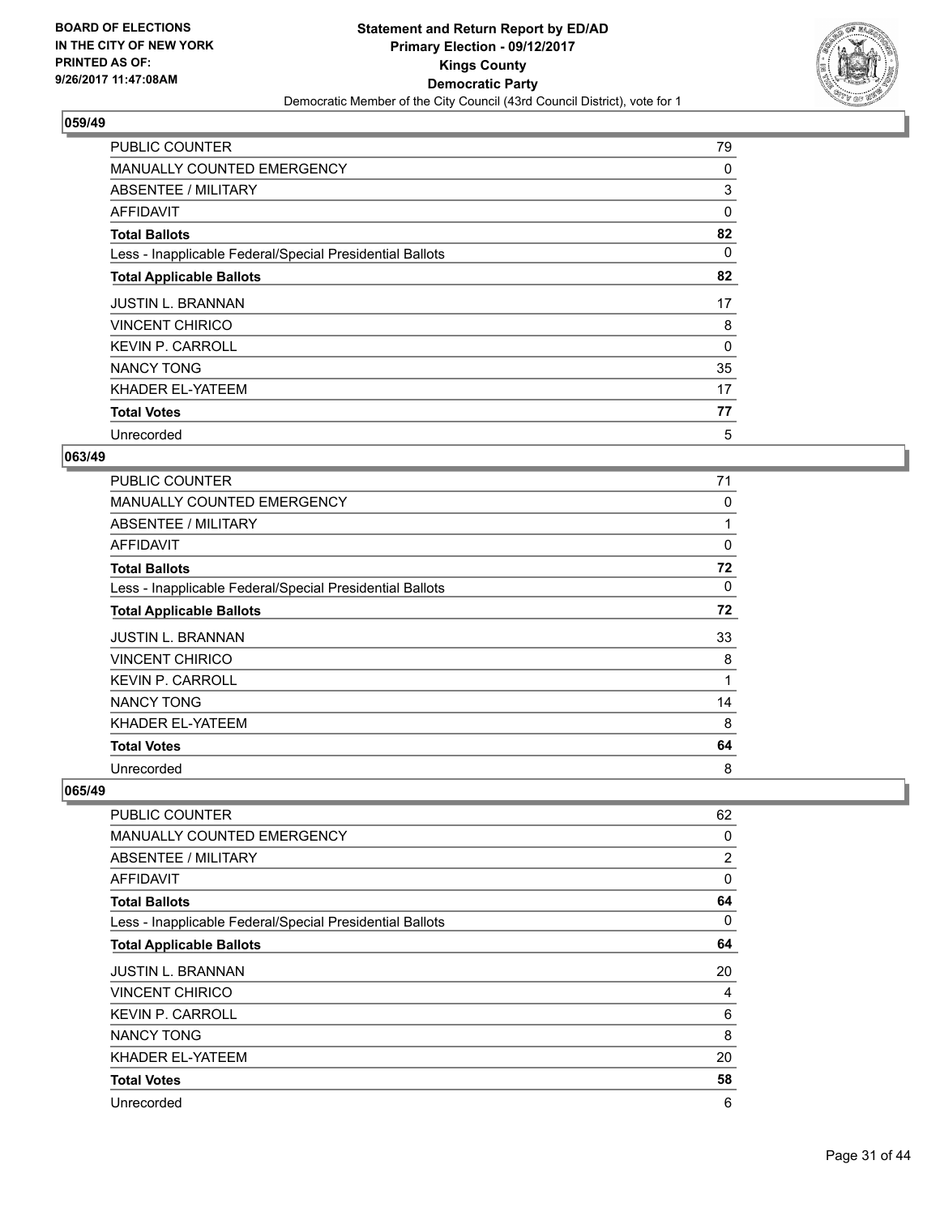## 059/49

| | |
|---|---|
| PUBLIC COUNTER | 79 |
| MANUALLY COUNTED EMERGENCY | 0 |
| ABSENTEE / MILITARY | 3 |
| AFFIDAVIT | 0 |
| **Total Ballots** | **82** |
| Less - Inapplicable Federal/Special Presidential Ballots | 0 |
| **Total Applicable Ballots** | **82** |
| JUSTIN L. BRANNAN | 17 |
| VINCENT CHIRICO | 8 |
| KEVIN P. CARROLL | 0 |
| NANCY TONG | 35 |
| KHADER EL-YATEEM | 17 |
| **Total Votes** | **77** |
| Unrecorded | 5 |

## 063/49

| | |
|---|---|
| PUBLIC COUNTER | 71 |
| MANUALLY COUNTED EMERGENCY | 0 |
| ABSENTEE / MILITARY | 1 |
| AFFIDAVIT | 0 |
| **Total Ballots** | **72** |
| Less - Inapplicable Federal/Special Presidential Ballots | 0 |
| **Total Applicable Ballots** | **72** |
| JUSTIN L. BRANNAN | 33 |
| VINCENT CHIRICO | 8 |
| KEVIN P. CARROLL | 1 |
| NANCY TONG | 14 |
| KHADER EL-YATEEM | 8 |
| **Total Votes** | **64** |
| Unrecorded | 8 |

## 065/49

| | |
|---|---|
| PUBLIC COUNTER | 62 |
| MANUALLY COUNTED EMERGENCY | 0 |
| ABSENTEE / MILITARY | 2 |
| AFFIDAVIT | 0 |
| **Total Ballots** | **64** |
| Less - Inapplicable Federal/Special Presidential Ballots | 0 |
| **Total Applicable Ballots** | **64** |
| JUSTIN L. BRANNAN | 20 |
| VINCENT CHIRICO | 4 |
| KEVIN P. CARROLL | 6 |
| NANCY TONG | 8 |
| KHADER EL-YATEEM | 20 |
| **Total Votes** | **58** |
| Unrecorded | 6 |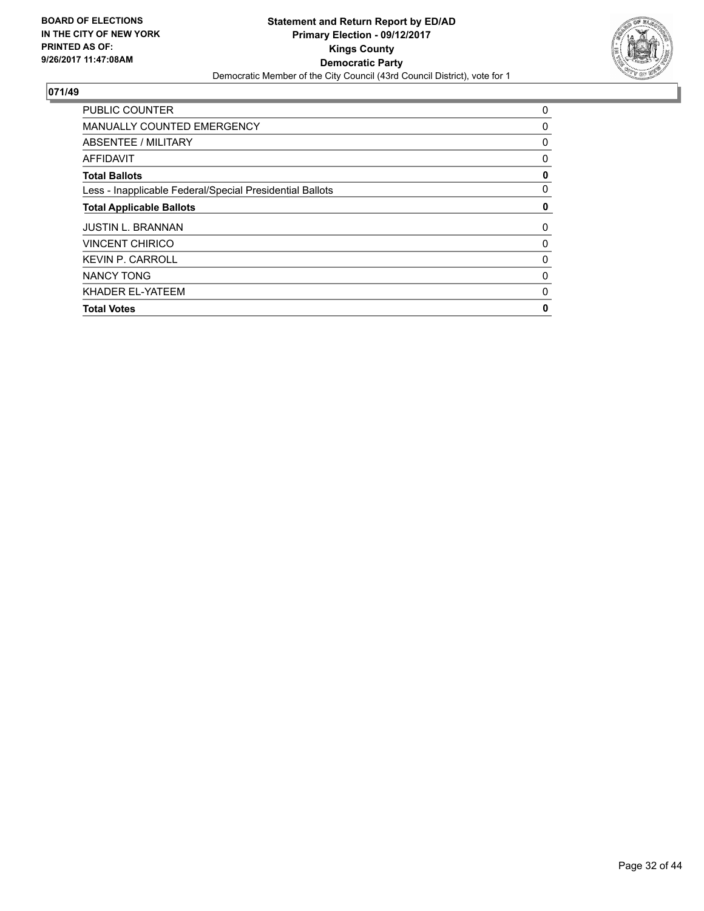**BOARD OF ELECTIONS IN THE CITY OF NEW YORK PRINTED AS OF: 9/26/2017 11:47:08AM**

**Statement and Return Report by ED/AD**
**Primary Election - 09/12/2017**
**Kings County**
**Democratic Party**
Democratic Member of the City Council (43rd Council District), vote for 1

## 071/49

| | |
|---|---|
| PUBLIC COUNTER | 0 |
| MANUALLY COUNTED EMERGENCY | 0 |
| ABSENTEE / MILITARY | 0 |
| AFFIDAVIT | 0 |
| **Total Ballots** | **0** |
| Less - Inapplicable Federal/Special Presidential Ballots | 0 |
| **Total Applicable Ballots** | **0** |
| JUSTIN L. BRANNAN | 0 |
| VINCENT CHIRICO | 0 |
| KEVIN P. CARROLL | 0 |
| NANCY TONG | 0 |
| KHADER EL-YATEEM | 0 |
| **Total Votes** | **0** |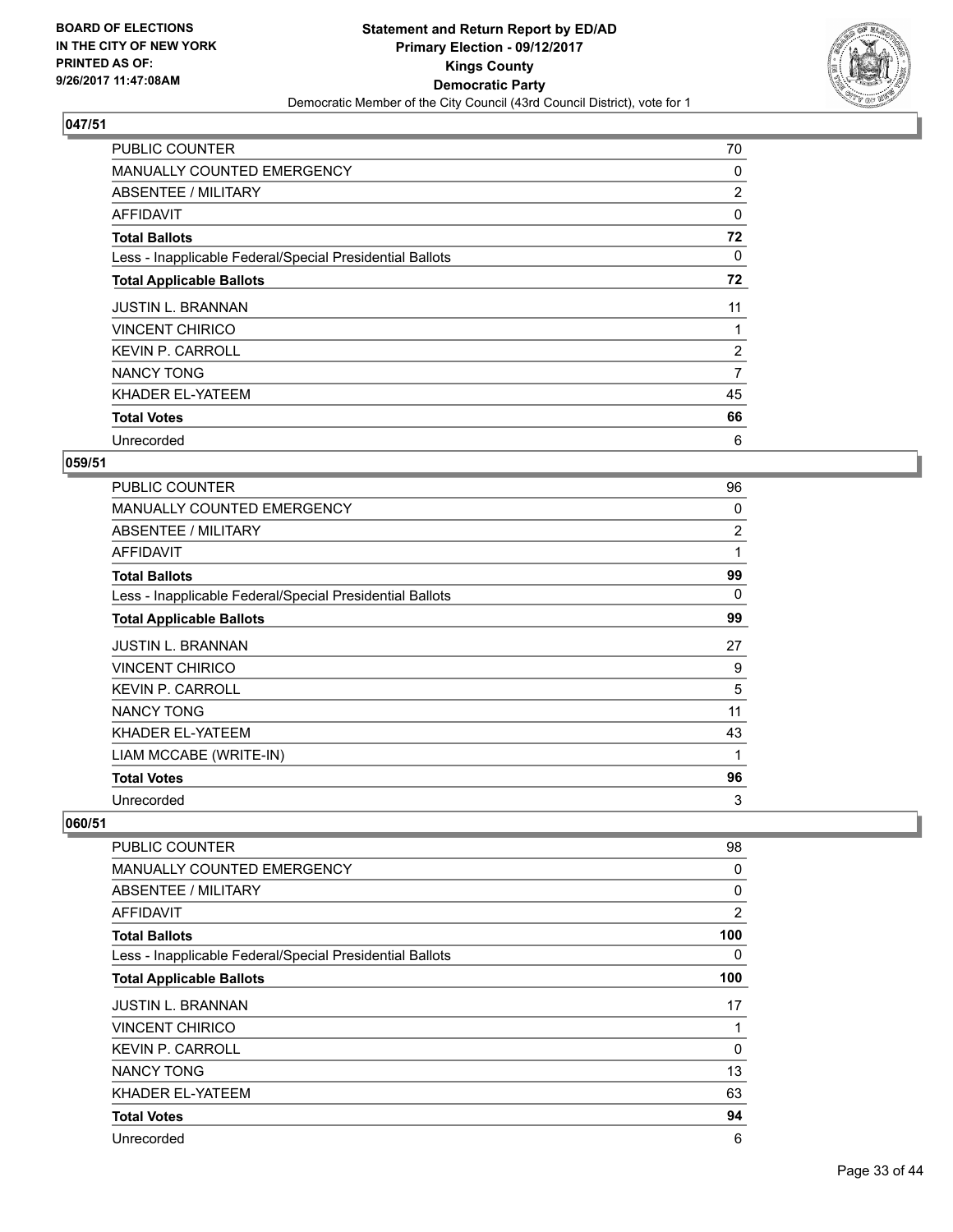**BOARD OF ELECTIONS IN THE CITY OF NEW YORK PRINTED AS OF: 9/26/2017 11:47:08AM**

**Statement and Return Report by ED/AD Primary Election - 09/12/2017 Kings County Democratic Party**

Democratic Member of the City Council (43rd Council District), vote for 1

## 047/51

| | |
|---|---|
| PUBLIC COUNTER | 70 |
| MANUALLY COUNTED EMERGENCY | 0 |
| ABSENTEE / MILITARY | 2 |
| AFFIDAVIT | 0 |
| **Total Ballots** | **72** |
| Less - Inapplicable Federal/Special Presidential Ballots | 0 |
| **Total Applicable Ballots** | **72** |
| JUSTIN L. BRANNAN | 11 |
| VINCENT CHIRICO | 1 |
| KEVIN P. CARROLL | 2 |
| NANCY TONG | 7 |
| KHADER EL-YATEEM | 45 |
| **Total Votes** | **66** |
| Unrecorded | 6 |

## 059/51

| | |
|---|---|
| PUBLIC COUNTER | 96 |
| MANUALLY COUNTED EMERGENCY | 0 |
| ABSENTEE / MILITARY | 2 |
| AFFIDAVIT | 1 |
| **Total Ballots** | **99** |
| Less - Inapplicable Federal/Special Presidential Ballots | 0 |
| **Total Applicable Ballots** | **99** |
| JUSTIN L. BRANNAN | 27 |
| VINCENT CHIRICO | 9 |
| KEVIN P. CARROLL | 5 |
| NANCY TONG | 11 |
| KHADER EL-YATEEM | 43 |
| LIAM MCCABE (WRITE-IN) | 1 |
| **Total Votes** | **96** |
| Unrecorded | 3 |

## 060/51

| | |
|---|---|
| PUBLIC COUNTER | 98 |
| MANUALLY COUNTED EMERGENCY | 0 |
| ABSENTEE / MILITARY | 0 |
| AFFIDAVIT | 2 |
| **Total Ballots** | **100** |
| Less - Inapplicable Federal/Special Presidential Ballots | 0 |
| **Total Applicable Ballots** | **100** |
| JUSTIN L. BRANNAN | 17 |
| VINCENT CHIRICO | 1 |
| KEVIN P. CARROLL | 0 |
| NANCY TONG | 13 |
| KHADER EL-YATEEM | 63 |
| **Total Votes** | **94** |
| Unrecorded | 6 |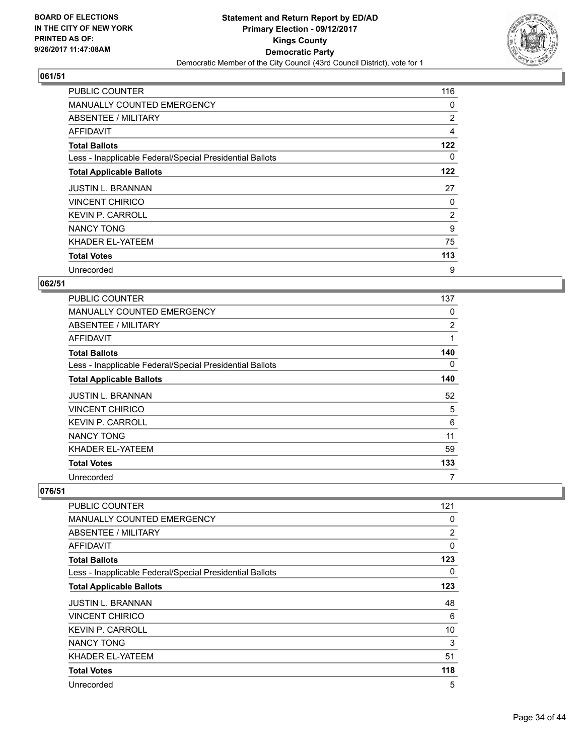**BOARD OF ELECTIONS IN THE CITY OF NEW YORK PRINTED AS OF: 9/26/2017 11:47:08AM**

**Statement and Return Report by ED/AD**
**Primary Election - 09/12/2017**
**Kings County**
**Democratic Party**
Democratic Member of the City Council (43rd Council District), vote for 1

### 061/51

| | |
|---|---|
| PUBLIC COUNTER | 116 |
| MANUALLY COUNTED EMERGENCY | 0 |
| ABSENTEE / MILITARY | 2 |
| AFFIDAVIT | 4 |
| **Total Ballots** | **122** |
| Less - Inapplicable Federal/Special Presidential Ballots | 0 |
| **Total Applicable Ballots** | **122** |
| JUSTIN L. BRANNAN | 27 |
| VINCENT CHIRICO | 0 |
| KEVIN P. CARROLL | 2 |
| NANCY TONG | 9 |
| KHADER EL-YATEEM | 75 |
| **Total Votes** | **113** |
| Unrecorded | 9 |

### 062/51

| | |
|---|---|
| PUBLIC COUNTER | 137 |
| MANUALLY COUNTED EMERGENCY | 0 |
| ABSENTEE / MILITARY | 2 |
| AFFIDAVIT | 1 |
| **Total Ballots** | **140** |
| Less - Inapplicable Federal/Special Presidential Ballots | 0 |
| **Total Applicable Ballots** | **140** |
| JUSTIN L. BRANNAN | 52 |
| VINCENT CHIRICO | 5 |
| KEVIN P. CARROLL | 6 |
| NANCY TONG | 11 |
| KHADER EL-YATEEM | 59 |
| **Total Votes** | **133** |
| Unrecorded | 7 |

### 076/51

| | |
|---|---|
| PUBLIC COUNTER | 121 |
| MANUALLY COUNTED EMERGENCY | 0 |
| ABSENTEE / MILITARY | 2 |
| AFFIDAVIT | 0 |
| **Total Ballots** | **123** |
| Less - Inapplicable Federal/Special Presidential Ballots | 0 |
| **Total Applicable Ballots** | **123** |
| JUSTIN L. BRANNAN | 48 |
| VINCENT CHIRICO | 6 |
| KEVIN P. CARROLL | 10 |
| NANCY TONG | 3 |
| KHADER EL-YATEEM | 51 |
| **Total Votes** | **118** |
| Unrecorded | 5 |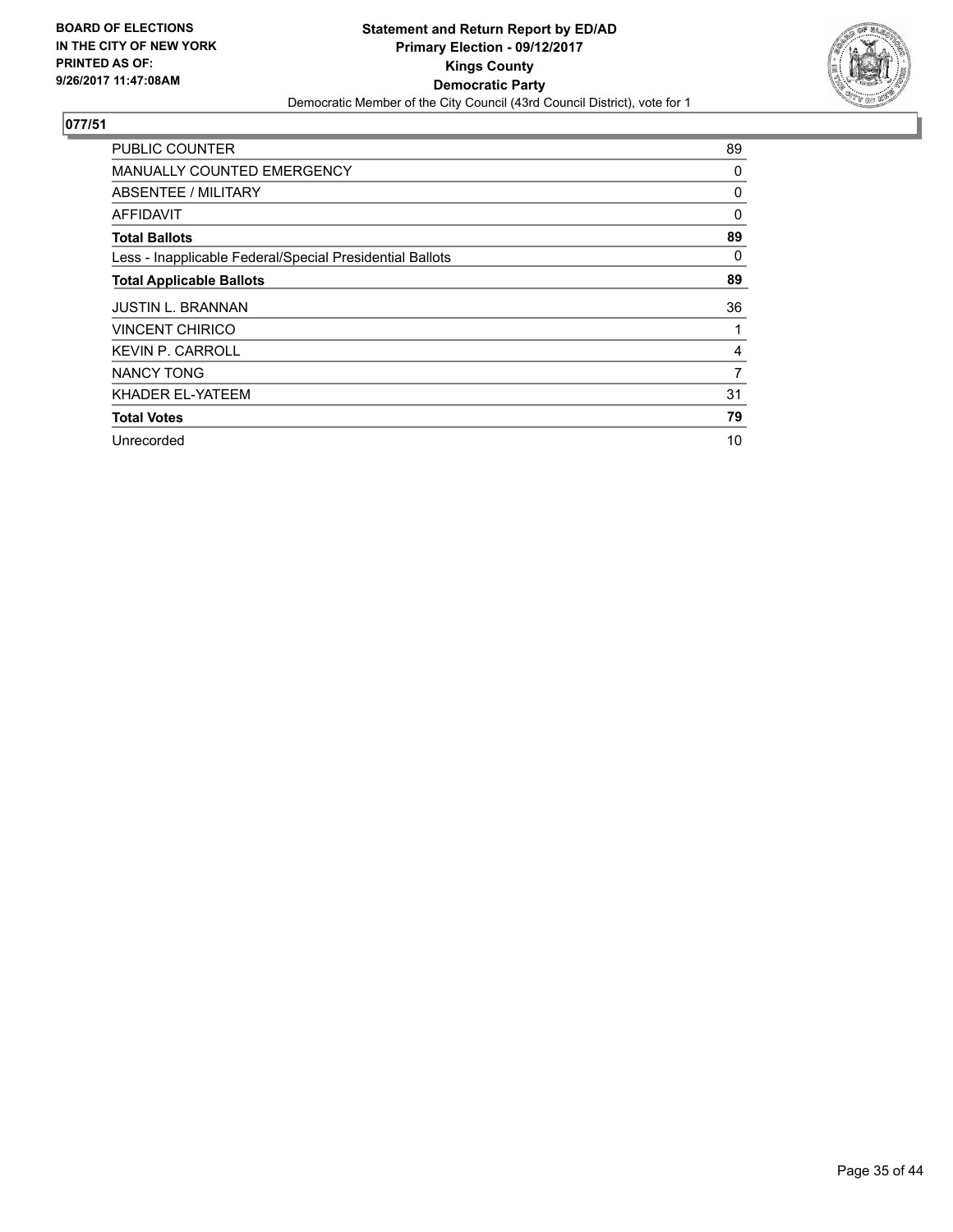## 077/51

| | |
|---|---|
| PUBLIC COUNTER | 89 |
| MANUALLY COUNTED EMERGENCY | 0 |
| ABSENTEE / MILITARY | 0 |
| AFFIDAVIT | 0 |
| **Total Ballots** | **89** |
| Less - Inapplicable Federal/Special Presidential Ballots | 0 |
| **Total Applicable Ballots** | **89** |
| JUSTIN L. BRANNAN | 36 |
| VINCENT CHIRICO | 1 |
| KEVIN P. CARROLL | 4 |
| NANCY TONG | 7 |
| KHADER EL-YATEEM | 31 |
| **Total Votes** | **79** |
| Unrecorded | 10 |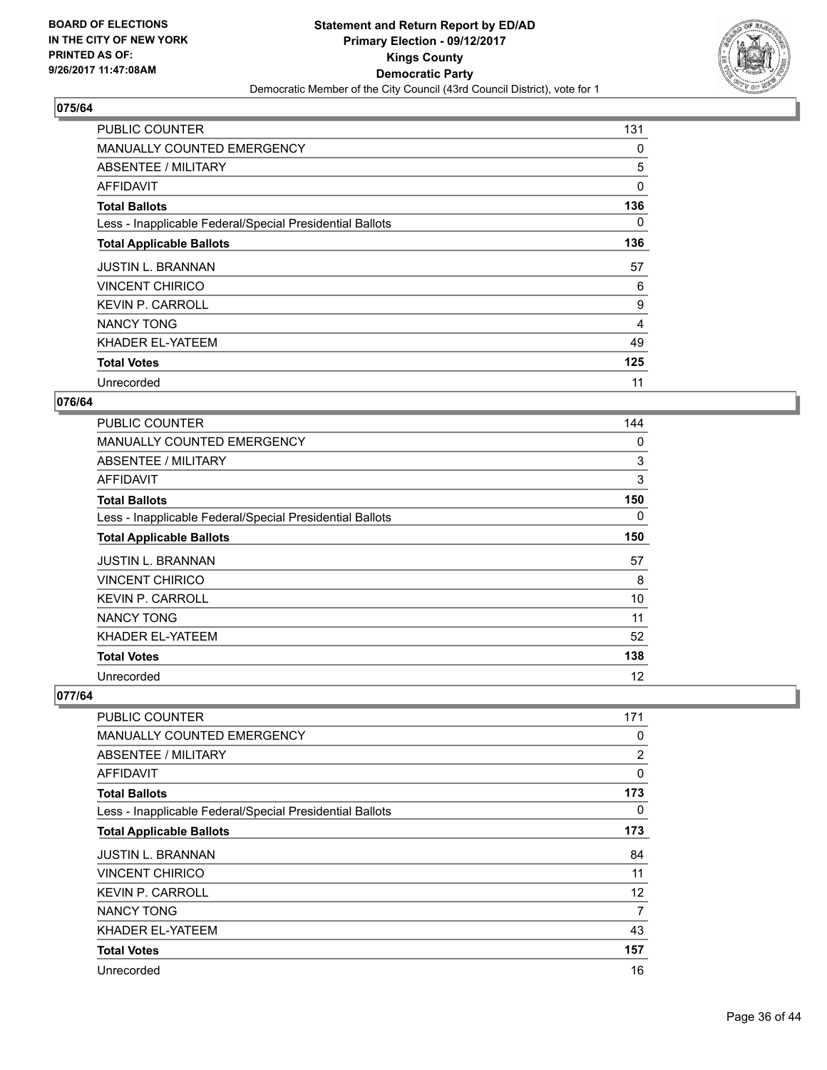**BOARD OF ELECTIONS IN THE CITY OF NEW YORK PRINTED AS OF: 9/26/2017 11:47:08AM**

**Statement and Return Report by ED/AD**
**Primary Election - 09/12/2017**
**Kings County**
**Democratic Party**
Democratic Member of the City Council (43rd Council District), vote for 1

## 075/64

| | |
|---|---|
| PUBLIC COUNTER | 131 |
| MANUALLY COUNTED EMERGENCY | 0 |
| ABSENTEE / MILITARY | 5 |
| AFFIDAVIT | 0 |
| **Total Ballots** | **136** |
| Less - Inapplicable Federal/Special Presidential Ballots | 0 |
| **Total Applicable Ballots** | **136** |
| JUSTIN L. BRANNAN | 57 |
| VINCENT CHIRICO | 6 |
| KEVIN P. CARROLL | 9 |
| NANCY TONG | 4 |
| KHADER EL-YATEEM | 49 |
| **Total Votes** | **125** |
| Unrecorded | 11 |

## 076/64

| | |
|---|---|
| PUBLIC COUNTER | 144 |
| MANUALLY COUNTED EMERGENCY | 0 |
| ABSENTEE / MILITARY | 3 |
| AFFIDAVIT | 3 |
| **Total Ballots** | **150** |
| Less - Inapplicable Federal/Special Presidential Ballots | 0 |
| **Total Applicable Ballots** | **150** |
| JUSTIN L. BRANNAN | 57 |
| VINCENT CHIRICO | 8 |
| KEVIN P. CARROLL | 10 |
| NANCY TONG | 11 |
| KHADER EL-YATEEM | 52 |
| **Total Votes** | **138** |
| Unrecorded | 12 |

## 077/64

| | |
|---|---|
| PUBLIC COUNTER | 171 |
| MANUALLY COUNTED EMERGENCY | 0 |
| ABSENTEE / MILITARY | 2 |
| AFFIDAVIT | 0 |
| **Total Ballots** | **173** |
| Less - Inapplicable Federal/Special Presidential Ballots | 0 |
| **Total Applicable Ballots** | **173** |
| JUSTIN L. BRANNAN | 84 |
| VINCENT CHIRICO | 11 |
| KEVIN P. CARROLL | 12 |
| NANCY TONG | 7 |
| KHADER EL-YATEEM | 43 |
| **Total Votes** | **157** |
| Unrecorded | 16 |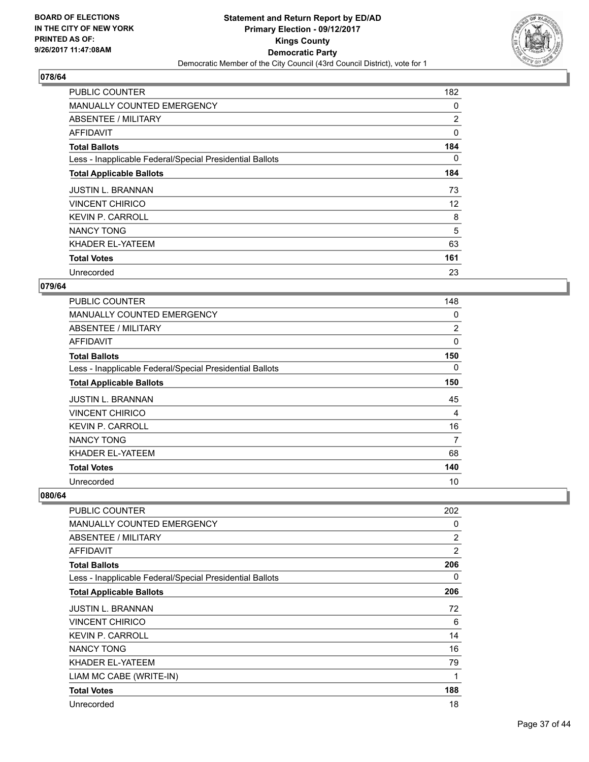**BOARD OF ELECTIONS IN THE CITY OF NEW YORK PRINTED AS OF: 9/26/2017 11:47:08AM**

**Statement and Return Report by ED/AD Primary Election - 09/12/2017 Kings County Democratic Party**

Democratic Member of the City Council (43rd Council District), vote for 1

## 078/64

| | |
|---|---|
| PUBLIC COUNTER | 182 |
| MANUALLY COUNTED EMERGENCY | 0 |
| ABSENTEE / MILITARY | 2 |
| AFFIDAVIT | 0 |
| **Total Ballots** | **184** |
| Less - Inapplicable Federal/Special Presidential Ballots | 0 |
| **Total Applicable Ballots** | **184** |
| JUSTIN L. BRANNAN | 73 |
| VINCENT CHIRICO | 12 |
| KEVIN P. CARROLL | 8 |
| NANCY TONG | 5 |
| KHADER EL-YATEEM | 63 |
| **Total Votes** | **161** |
| Unrecorded | 23 |

## 079/64

| | |
|---|---|
| PUBLIC COUNTER | 148 |
| MANUALLY COUNTED EMERGENCY | 0 |
| ABSENTEE / MILITARY | 2 |
| AFFIDAVIT | 0 |
| **Total Ballots** | **150** |
| Less - Inapplicable Federal/Special Presidential Ballots | 0 |
| **Total Applicable Ballots** | **150** |
| JUSTIN L. BRANNAN | 45 |
| VINCENT CHIRICO | 4 |
| KEVIN P. CARROLL | 16 |
| NANCY TONG | 7 |
| KHADER EL-YATEEM | 68 |
| **Total Votes** | **140** |
| Unrecorded | 10 |

## 080/64

| | |
|---|---|
| PUBLIC COUNTER | 202 |
| MANUALLY COUNTED EMERGENCY | 0 |
| ABSENTEE / MILITARY | 2 |
| AFFIDAVIT | 2 |
| **Total Ballots** | **206** |
| Less - Inapplicable Federal/Special Presidential Ballots | 0 |
| **Total Applicable Ballots** | **206** |
| JUSTIN L. BRANNAN | 72 |
| VINCENT CHIRICO | 6 |
| KEVIN P. CARROLL | 14 |
| NANCY TONG | 16 |
| KHADER EL-YATEEM | 79 |
| LIAM MC CABE (WRITE-IN) | 1 |
| **Total Votes** | **188** |
| Unrecorded | 18 |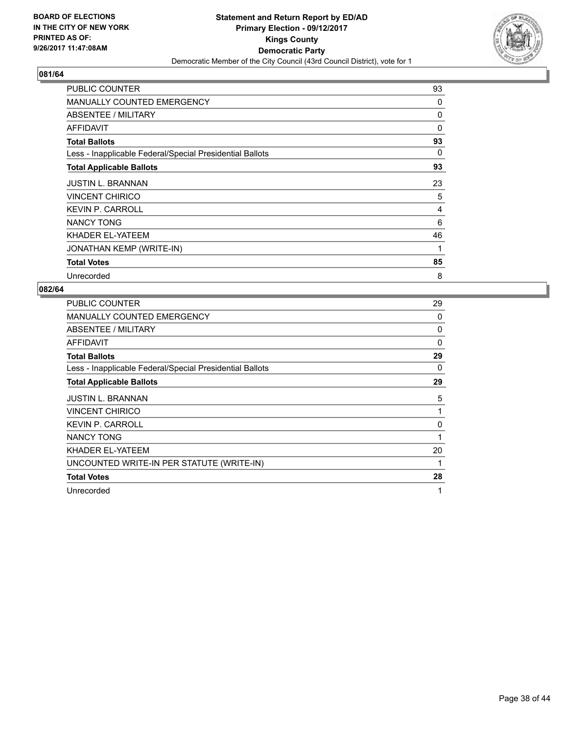BOARD OF ELECTIONS
IN THE CITY OF NEW YORK
PRINTED AS OF:
9/26/2017 11:47:08AM

**Statement and Return Report by ED/AD**
**Primary Election - 09/12/2017**
**Kings County**
**Democratic Party**
Democratic Member of the City Council (43rd Council District), vote for 1

## 081/64

| | |
|---|---|
| PUBLIC COUNTER | 93 |
| MANUALLY COUNTED EMERGENCY | 0 |
| ABSENTEE / MILITARY | 0 |
| AFFIDAVIT | 0 |
| **Total Ballots** | **93** |
| Less - Inapplicable Federal/Special Presidential Ballots | 0 |
| **Total Applicable Ballots** | **93** |
| JUSTIN L. BRANNAN | 23 |
| VINCENT CHIRICO | 5 |
| KEVIN P. CARROLL | 4 |
| NANCY TONG | 6 |
| KHADER EL-YATEEM | 46 |
| JONATHAN KEMP (WRITE-IN) | 1 |
| **Total Votes** | **85** |
| Unrecorded | 8 |

## 082/64

| | |
|---|---|
| PUBLIC COUNTER | 29 |
| MANUALLY COUNTED EMERGENCY | 0 |
| ABSENTEE / MILITARY | 0 |
| AFFIDAVIT | 0 |
| **Total Ballots** | **29** |
| Less - Inapplicable Federal/Special Presidential Ballots | 0 |
| **Total Applicable Ballots** | **29** |
| JUSTIN L. BRANNAN | 5 |
| VINCENT CHIRICO | 1 |
| KEVIN P. CARROLL | 0 |
| NANCY TONG | 1 |
| KHADER EL-YATEEM | 20 |
| UNCOUNTED WRITE-IN PER STATUTE (WRITE-IN) | 1 |
| **Total Votes** | **28** |
| Unrecorded | 1 |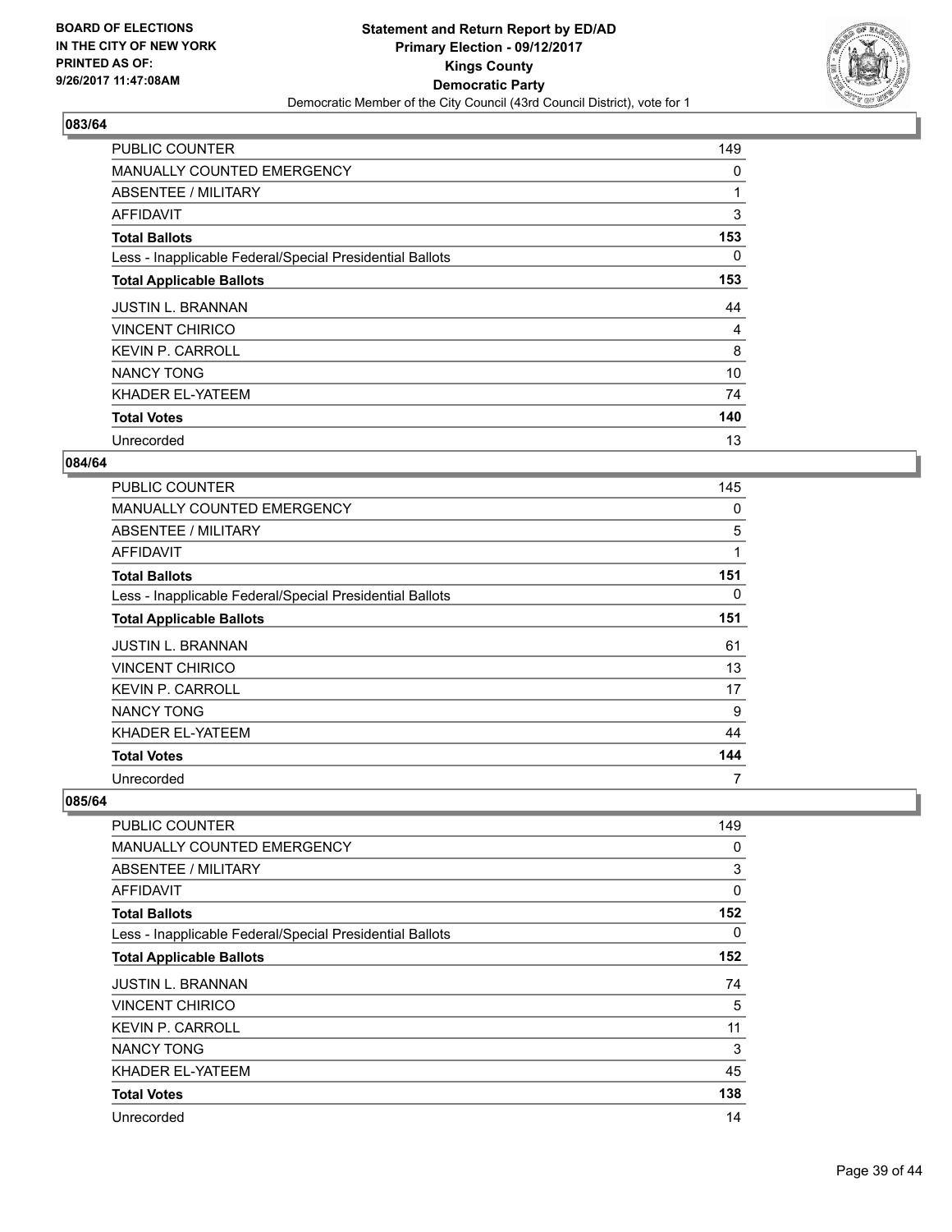## 083/64

| | |
|---|---|
| PUBLIC COUNTER | 149 |
| MANUALLY COUNTED EMERGENCY | 0 |
| ABSENTEE / MILITARY | 1 |
| AFFIDAVIT | 3 |
| **Total Ballots** | **153** |
| Less - Inapplicable Federal/Special Presidential Ballots | 0 |
| **Total Applicable Ballots** | **153** |
| JUSTIN L. BRANNAN | 44 |
| VINCENT CHIRICO | 4 |
| KEVIN P. CARROLL | 8 |
| NANCY TONG | 10 |
| KHADER EL-YATEEM | 74 |
| **Total Votes** | **140** |
| Unrecorded | 13 |

## 084/64

| | |
|---|---|
| PUBLIC COUNTER | 145 |
| MANUALLY COUNTED EMERGENCY | 0 |
| ABSENTEE / MILITARY | 5 |
| AFFIDAVIT | 1 |
| **Total Ballots** | **151** |
| Less - Inapplicable Federal/Special Presidential Ballots | 0 |
| **Total Applicable Ballots** | **151** |
| JUSTIN L. BRANNAN | 61 |
| VINCENT CHIRICO | 13 |
| KEVIN P. CARROLL | 17 |
| NANCY TONG | 9 |
| KHADER EL-YATEEM | 44 |
| **Total Votes** | **144** |
| Unrecorded | 7 |

## 085/64

| | |
|---|---|
| PUBLIC COUNTER | 149 |
| MANUALLY COUNTED EMERGENCY | 0 |
| ABSENTEE / MILITARY | 3 |
| AFFIDAVIT | 0 |
| **Total Ballots** | **152** |
| Less - Inapplicable Federal/Special Presidential Ballots | 0 |
| **Total Applicable Ballots** | **152** |
| JUSTIN L. BRANNAN | 74 |
| VINCENT CHIRICO | 5 |
| KEVIN P. CARROLL | 11 |
| NANCY TONG | 3 |
| KHADER EL-YATEEM | 45 |
| **Total Votes** | **138** |
| Unrecorded | 14 |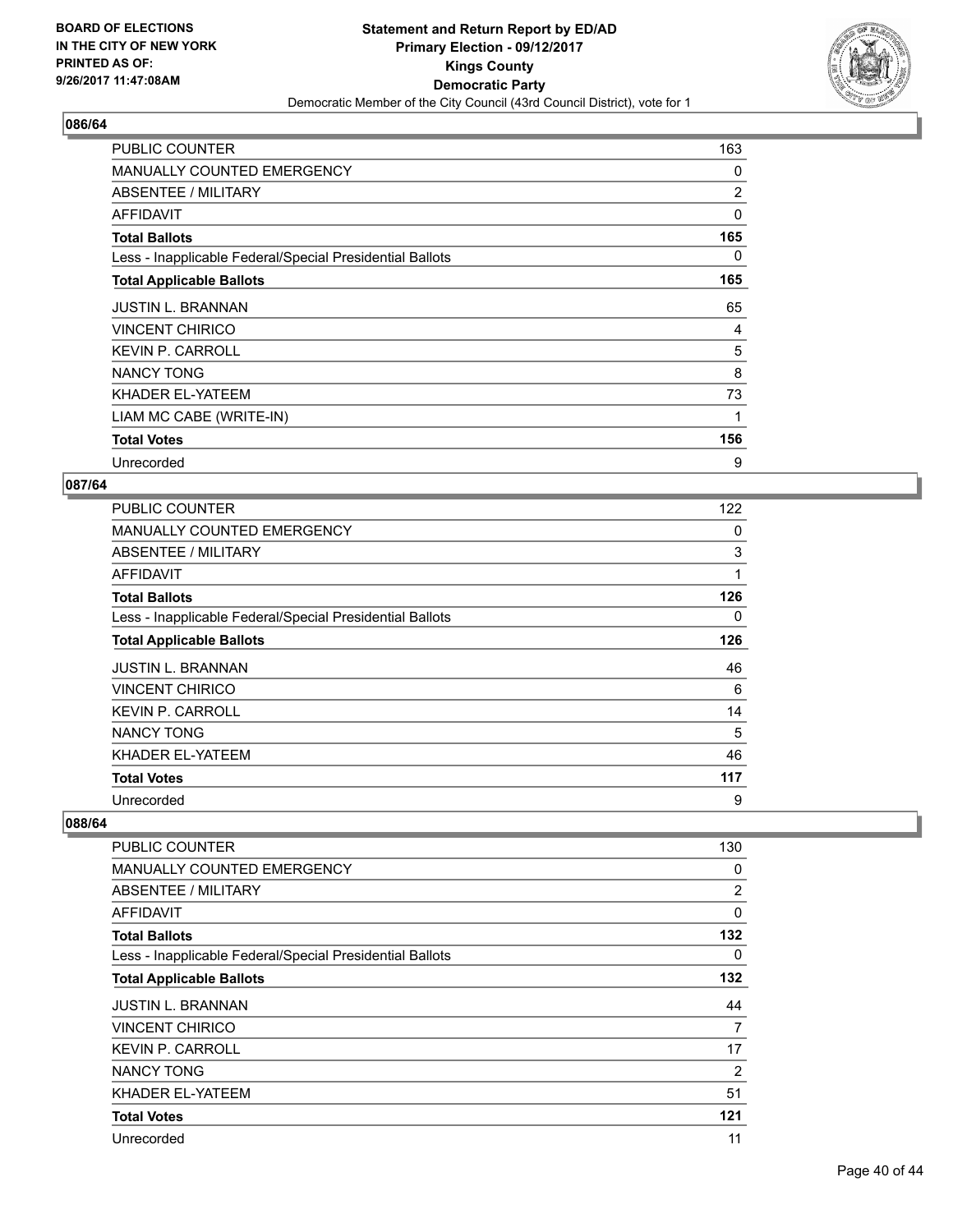**BOARD OF ELECTIONS IN THE CITY OF NEW YORK PRINTED AS OF: 9/26/2017 11:47:08AM**

**Statement and Return Report by ED/AD**
**Primary Election - 09/12/2017**
**Kings County**
**Democratic Party**
Democratic Member of the City Council (43rd Council District), vote for 1

## 086/64

| | |
|---|---|
| PUBLIC COUNTER | 163 |
| MANUALLY COUNTED EMERGENCY | 0 |
| ABSENTEE / MILITARY | 2 |
| AFFIDAVIT | 0 |
| **Total Ballots** | **165** |
| Less - Inapplicable Federal/Special Presidential Ballots | 0 |
| **Total Applicable Ballots** | **165** |
| JUSTIN L. BRANNAN | 65 |
| VINCENT CHIRICO | 4 |
| KEVIN P. CARROLL | 5 |
| NANCY TONG | 8 |
| KHADER EL-YATEEM | 73 |
| LIAM MC CABE (WRITE-IN) | 1 |
| **Total Votes** | **156** |
| Unrecorded | 9 |

## 087/64

| | |
|---|---|
| PUBLIC COUNTER | 122 |
| MANUALLY COUNTED EMERGENCY | 0 |
| ABSENTEE / MILITARY | 3 |
| AFFIDAVIT | 1 |
| **Total Ballots** | **126** |
| Less - Inapplicable Federal/Special Presidential Ballots | 0 |
| **Total Applicable Ballots** | **126** |
| JUSTIN L. BRANNAN | 46 |
| VINCENT CHIRICO | 6 |
| KEVIN P. CARROLL | 14 |
| NANCY TONG | 5 |
| KHADER EL-YATEEM | 46 |
| **Total Votes** | **117** |
| Unrecorded | 9 |

## 088/64

| | |
|---|---|
| PUBLIC COUNTER | 130 |
| MANUALLY COUNTED EMERGENCY | 0 |
| ABSENTEE / MILITARY | 2 |
| AFFIDAVIT | 0 |
| **Total Ballots** | **132** |
| Less - Inapplicable Federal/Special Presidential Ballots | 0 |
| **Total Applicable Ballots** | **132** |
| JUSTIN L. BRANNAN | 44 |
| VINCENT CHIRICO | 7 |
| KEVIN P. CARROLL | 17 |
| NANCY TONG | 2 |
| KHADER EL-YATEEM | 51 |
| **Total Votes** | **121** |
| Unrecorded | 11 |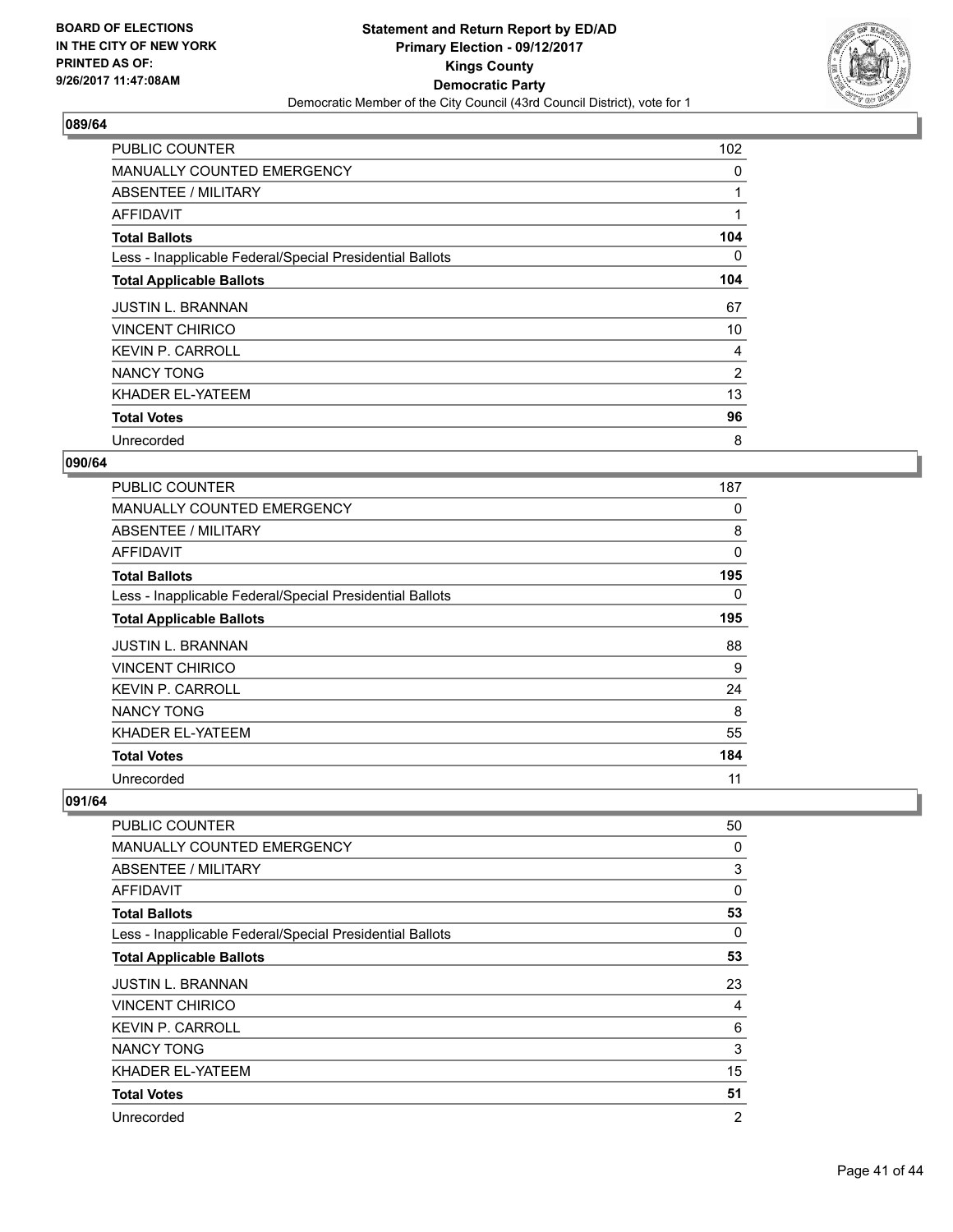**BOARD OF ELECTIONS IN THE CITY OF NEW YORK PRINTED AS OF: 9/26/2017 11:47:08AM**

**Statement and Return Report by ED/AD**
**Primary Election - 09/12/2017**
**Kings County**
**Democratic Party**
Democratic Member of the City Council (43rd Council District), vote for 1

### 089/64

| | |
|---|---|
| PUBLIC COUNTER | 102 |
| MANUALLY COUNTED EMERGENCY | 0 |
| ABSENTEE / MILITARY | 1 |
| AFFIDAVIT | 1 |
| **Total Ballots** | **104** |
| Less - Inapplicable Federal/Special Presidential Ballots | 0 |
| **Total Applicable Ballots** | **104** |
| JUSTIN L. BRANNAN | 67 |
| VINCENT CHIRICO | 10 |
| KEVIN P. CARROLL | 4 |
| NANCY TONG | 2 |
| KHADER EL-YATEEM | 13 |
| **Total Votes** | **96** |
| Unrecorded | 8 |

### 090/64

| | |
|---|---|
| PUBLIC COUNTER | 187 |
| MANUALLY COUNTED EMERGENCY | 0 |
| ABSENTEE / MILITARY | 8 |
| AFFIDAVIT | 0 |
| **Total Ballots** | **195** |
| Less - Inapplicable Federal/Special Presidential Ballots | 0 |
| **Total Applicable Ballots** | **195** |
| JUSTIN L. BRANNAN | 88 |
| VINCENT CHIRICO | 9 |
| KEVIN P. CARROLL | 24 |
| NANCY TONG | 8 |
| KHADER EL-YATEEM | 55 |
| **Total Votes** | **184** |
| Unrecorded | 11 |

### 091/64

| | |
|---|---|
| PUBLIC COUNTER | 50 |
| MANUALLY COUNTED EMERGENCY | 0 |
| ABSENTEE / MILITARY | 3 |
| AFFIDAVIT | 0 |
| **Total Ballots** | **53** |
| Less - Inapplicable Federal/Special Presidential Ballots | 0 |
| **Total Applicable Ballots** | **53** |
| JUSTIN L. BRANNAN | 23 |
| VINCENT CHIRICO | 4 |
| KEVIN P. CARROLL | 6 |
| NANCY TONG | 3 |
| KHADER EL-YATEEM | 15 |
| **Total Votes** | **51** |
| Unrecorded | 2 |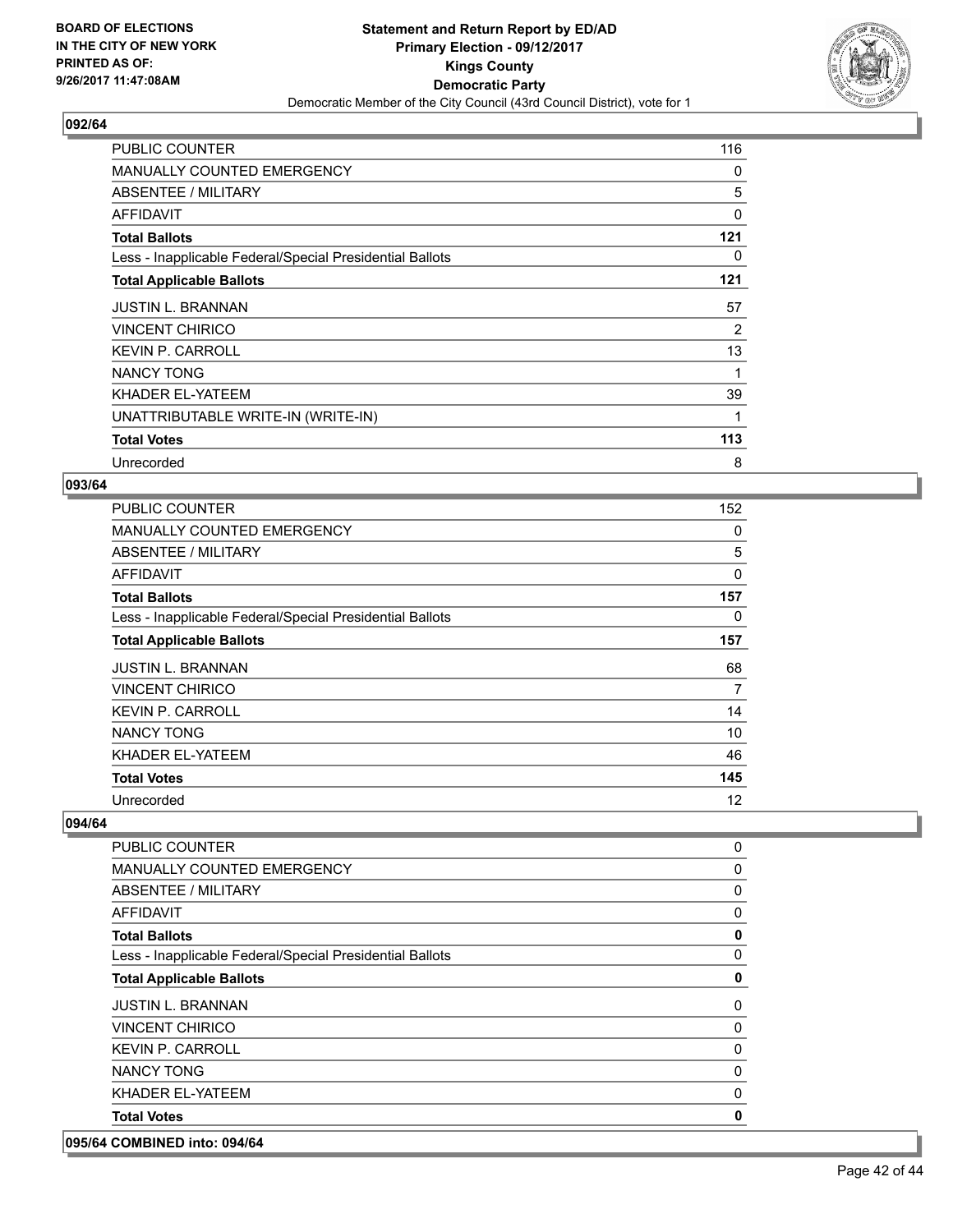**BOARD OF ELECTIONS IN THE CITY OF NEW YORK PRINTED AS OF: 9/26/2017 11:47:08AM**

**Statement and Return Report by ED/AD Primary Election - 09/12/2017 Kings County Democratic Party**

Democratic Member of the City Council (43rd Council District), vote for 1

## 092/64

| | |
|---|---|
| PUBLIC COUNTER | 116 |
| MANUALLY COUNTED EMERGENCY | 0 |
| ABSENTEE / MILITARY | 5 |
| AFFIDAVIT | 0 |
| **Total Ballots** | **121** |
| Less - Inapplicable Federal/Special Presidential Ballots | 0 |
| **Total Applicable Ballots** | **121** |
| JUSTIN L. BRANNAN | 57 |
| VINCENT CHIRICO | 2 |
| KEVIN P. CARROLL | 13 |
| NANCY TONG | 1 |
| KHADER EL-YATEEM | 39 |
| UNATTRIBUTABLE WRITE-IN (WRITE-IN) | 1 |
| **Total Votes** | **113** |
| Unrecorded | 8 |

## 093/64

| | |
|---|---|
| PUBLIC COUNTER | 152 |
| MANUALLY COUNTED EMERGENCY | 0 |
| ABSENTEE / MILITARY | 5 |
| AFFIDAVIT | 0 |
| **Total Ballots** | **157** |
| Less - Inapplicable Federal/Special Presidential Ballots | 0 |
| **Total Applicable Ballots** | **157** |
| JUSTIN L. BRANNAN | 68 |
| VINCENT CHIRICO | 7 |
| KEVIN P. CARROLL | 14 |
| NANCY TONG | 10 |
| KHADER EL-YATEEM | 46 |
| **Total Votes** | **145** |
| Unrecorded | 12 |

## 094/64

| | |
|---|---|
| PUBLIC COUNTER | 0 |
| MANUALLY COUNTED EMERGENCY | 0 |
| ABSENTEE / MILITARY | 0 |
| AFFIDAVIT | 0 |
| **Total Ballots** | **0** |
| Less - Inapplicable Federal/Special Presidential Ballots | 0 |
| **Total Applicable Ballots** | **0** |
| JUSTIN L. BRANNAN | 0 |
| VINCENT CHIRICO | 0 |
| KEVIN P. CARROLL | 0 |
| NANCY TONG | 0 |
| KHADER EL-YATEEM | 0 |
| **Total Votes** | **0** |

## 095/64 COMBINED into: 094/64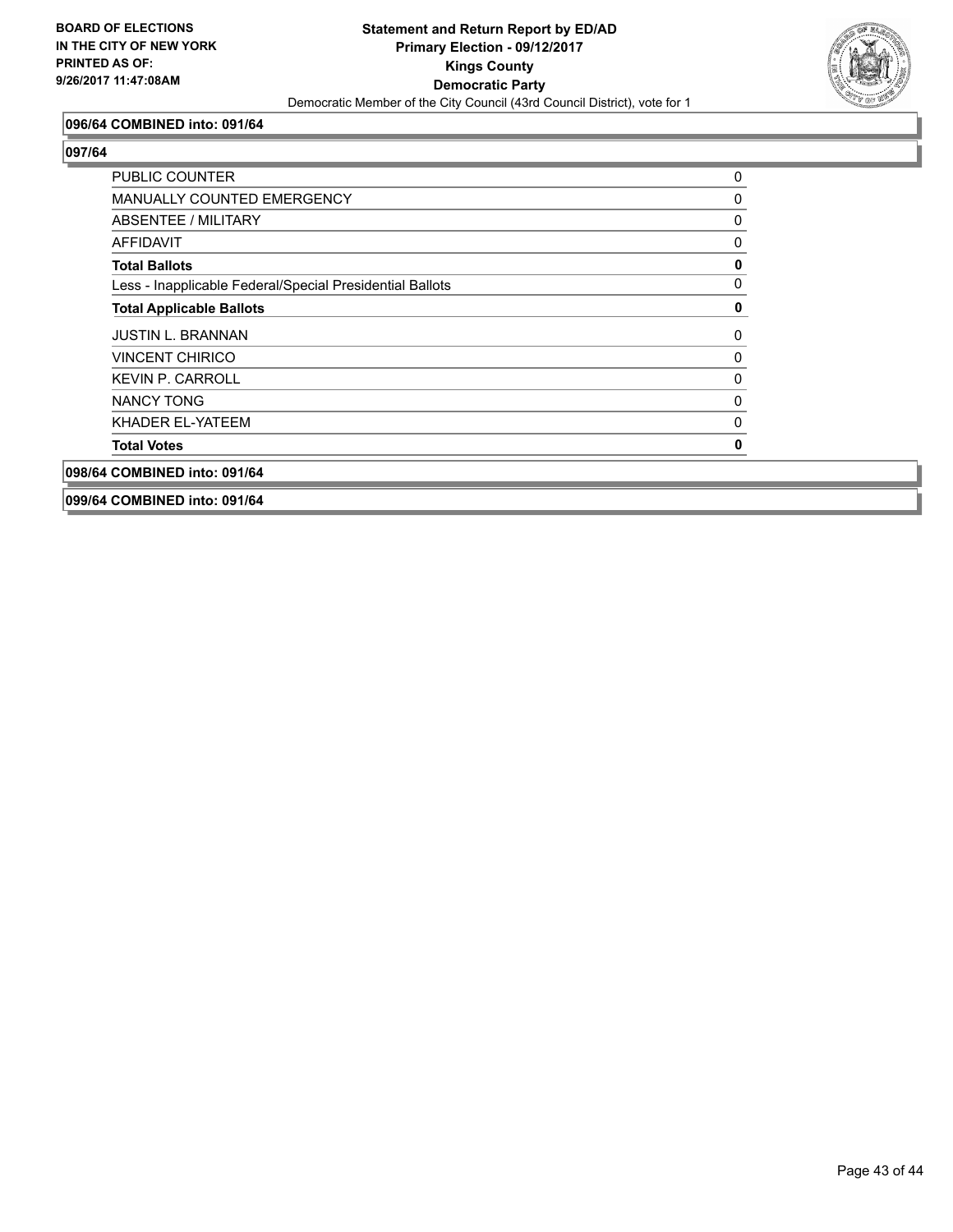**096/64 COMBINED into: 091/64**

**097/64**

| | |
|---|---|
| PUBLIC COUNTER | 0 |
| MANUALLY COUNTED EMERGENCY | 0 |
| ABSENTEE / MILITARY | 0 |
| AFFIDAVIT | 0 |
| **Total Ballots** | **0** |
| Less - Inapplicable Federal/Special Presidential Ballots | 0 |
| **Total Applicable Ballots** | **0** |
| JUSTIN L. BRANNAN | 0 |
| VINCENT CHIRICO | 0 |
| KEVIN P. CARROLL | 0 |
| NANCY TONG | 0 |
| KHADER EL-YATEEM | 0 |
| **Total Votes** | **0** |

**098/64 COMBINED into: 091/64**

**099/64 COMBINED into: 091/64**